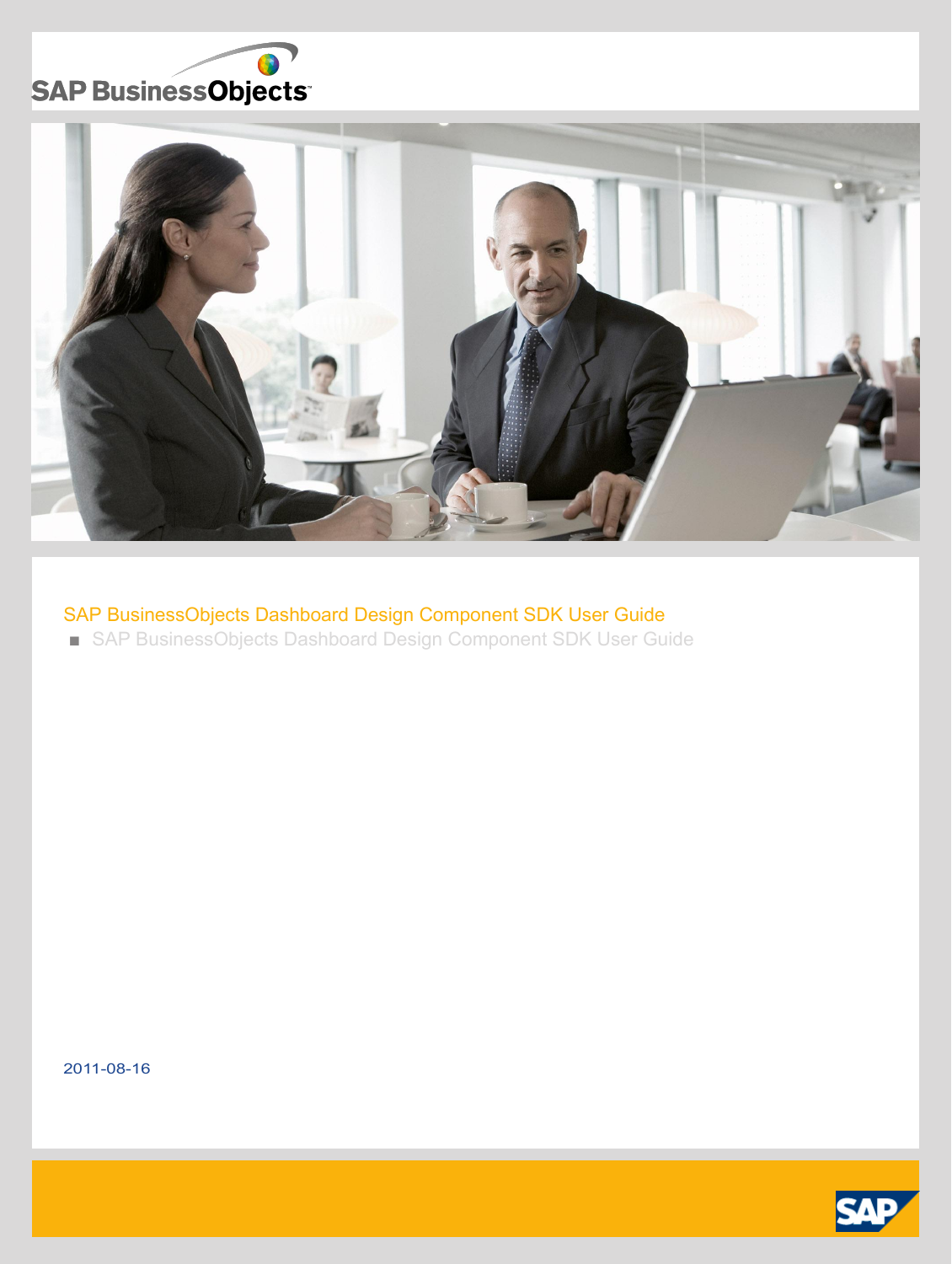SAP BusinessObjects

# SAP BusinessObjects Dashboard Design Component SDK User Guide

- SAP BusinessObjects Dashboard Design Component SDK User Guide

2011-08-16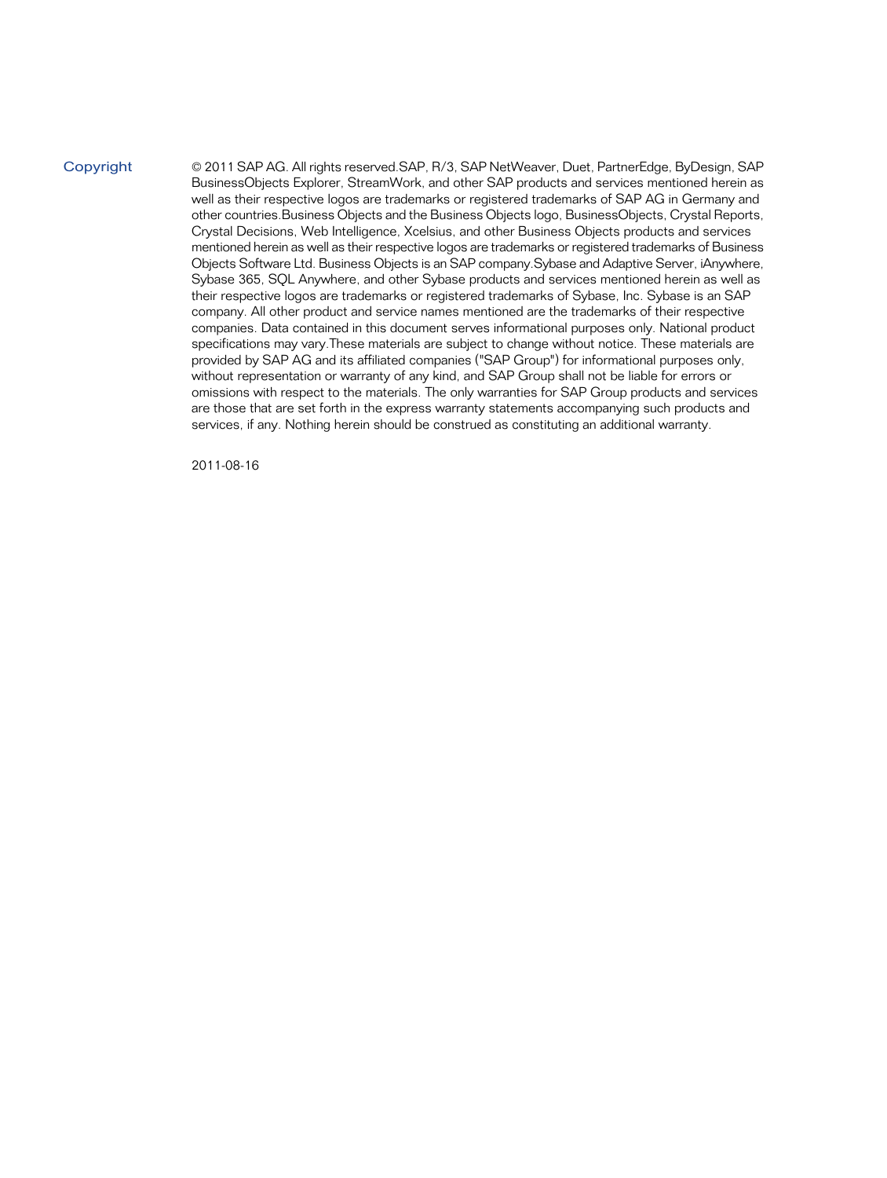## Copyright

© 2011 SAP AG. All rights reserved.SAP, R/3, SAP NetWeaver, Duet, PartnerEdge, ByDesign, SAP BusinessObjects Explorer, StreamWork, and other SAP products and services mentioned herein as well as their respective logos are trademarks or registered trademarks of SAP AG in Germany and other countries.Business Objects and the Business Objects logo, BusinessObjects, Crystal Reports, Crystal Decisions, Web Intelligence, Xcelsius, and other Business Objects products and services mentioned herein as well as their respective logos are trademarks or registered trademarks of Business Objects Software Ltd. Business Objects is an SAP company.Sybase and Adaptive Server, iAnywhere, Sybase 365, SQL Anywhere, and other Sybase products and services mentioned herein as well as their respective logos are trademarks or registered trademarks of Sybase, Inc. Sybase is an SAP company. All other product and service names mentioned are the trademarks of their respective companies. Data contained in this document serves informational purposes only. National product specifications may vary.These materials are subject to change without notice. These materials are provided by SAP AG and its affiliated companies ("SAP Group") for informational purposes only, without representation or warranty of any kind, and SAP Group shall not be liable for errors or omissions with respect to the materials. The only warranties for SAP Group products and services are those that are set forth in the express warranty statements accompanying such products and services, if any. Nothing herein should be construed as constituting an additional warranty.

2011-08-16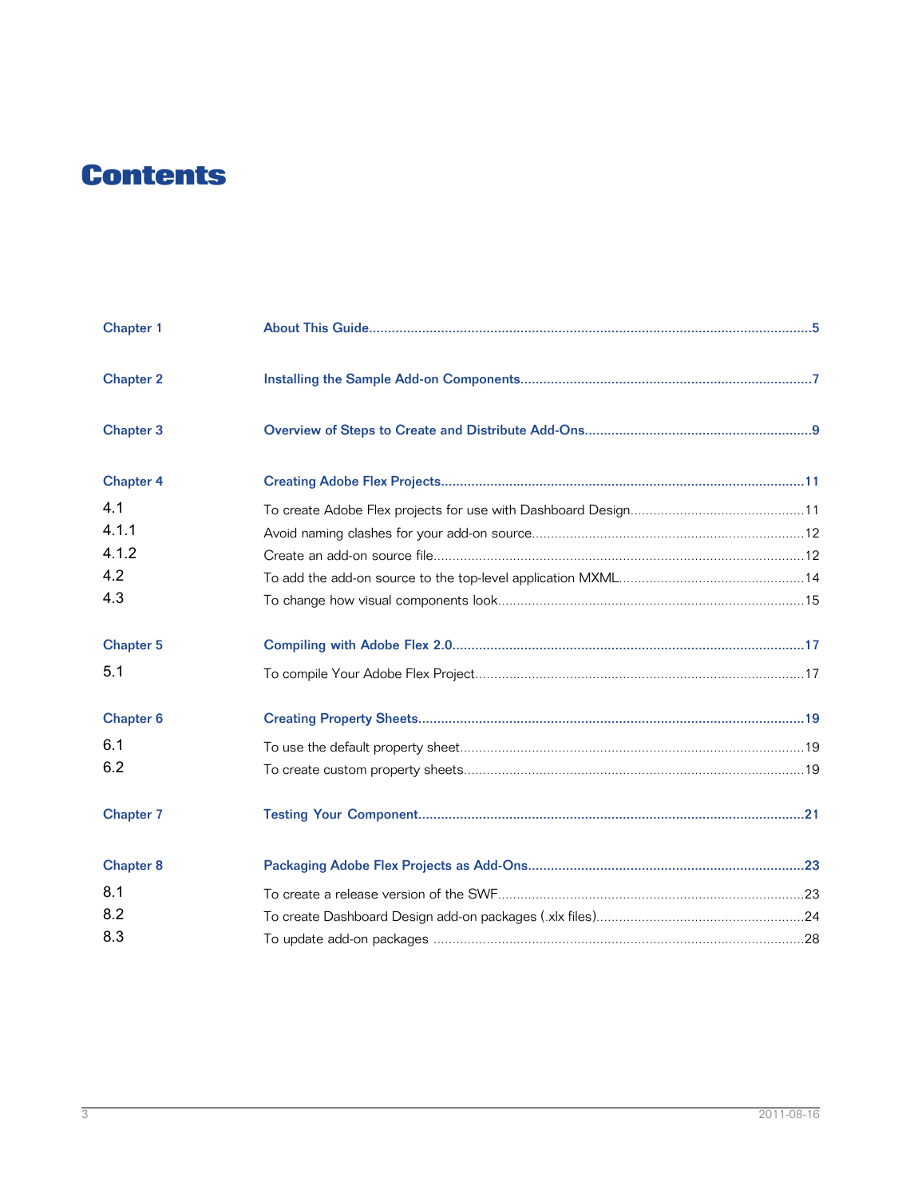# Contents

| | | |
|---|---|---|
| Chapter 1 | About This Guide | 5 |
| Chapter 2 | Installing the Sample Add-on Components | 7 |
| Chapter 3 | Overview of Steps to Create and Distribute Add-Ons | 9 |
| Chapter 4 | Creating Adobe Flex Projects | 11 |
| 4.1 | To create Adobe Flex projects for use with Dashboard Design | 11 |
| 4.1.1 | Avoid naming clashes for your add-on source | 12 |
| 4.1.2 | Create an add-on source file | 12 |
| 4.2 | To add the add-on source to the top-level application MXML | 14 |
| 4.3 | To change how visual components look | 15 |
| Chapter 5 | Compiling with Adobe Flex 2.0 | 17 |
| 5.1 | To compile Your Adobe Flex Project | 17 |
| Chapter 6 | Creating Property Sheets | 19 |
| 6.1 | To use the default property sheet | 19 |
| 6.2 | To create custom property sheets | 19 |
| Chapter 7 | Testing Your Component | 21 |
| Chapter 8 | Packaging Adobe Flex Projects as Add-Ons | 23 |
| 8.1 | To create a release version of the SWF | 23 |
| 8.2 | To create Dashboard Design add-on packages (.xlx files) | 24 |
| 8.3 | To update add-on packages | 28 |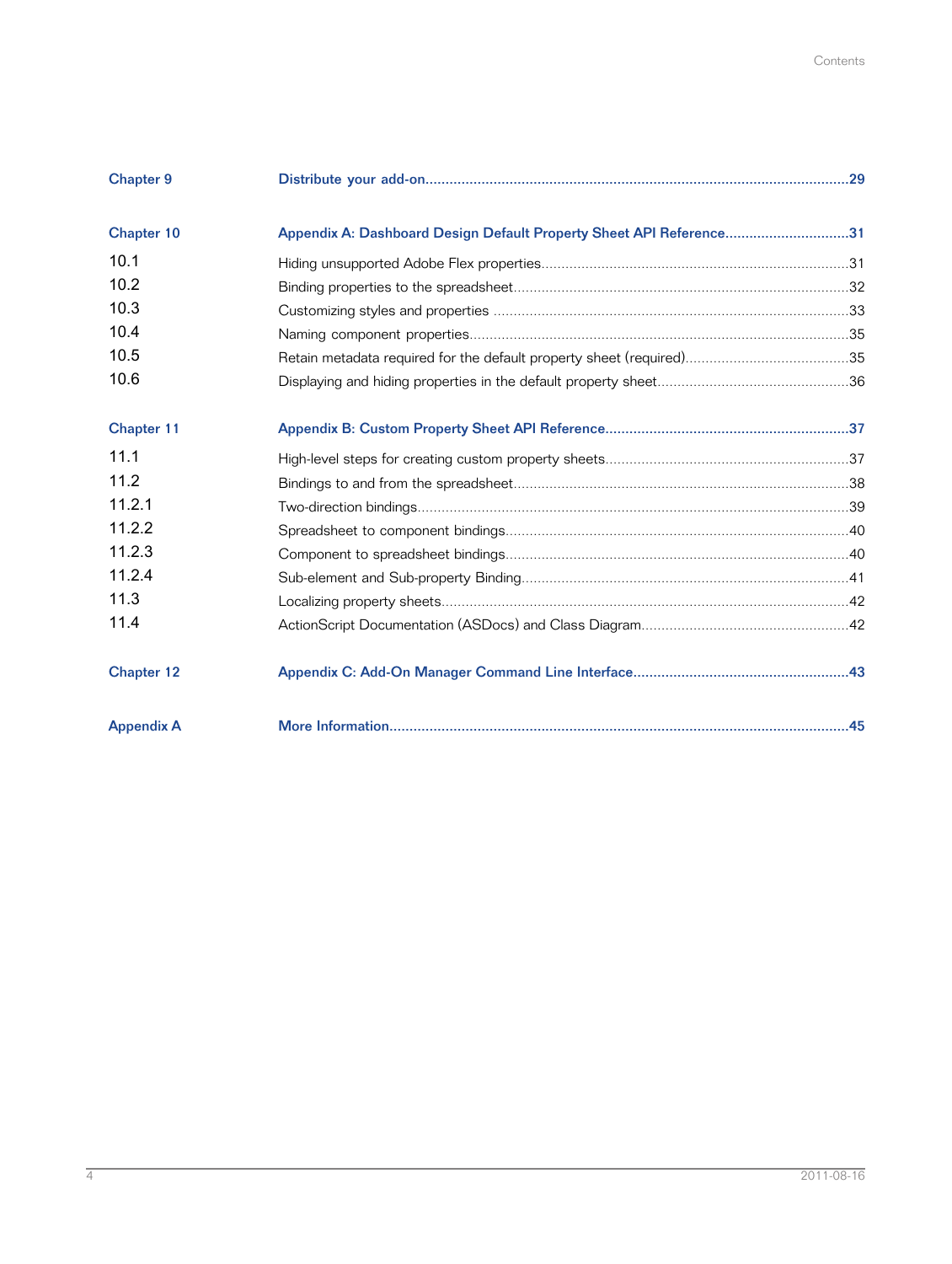| | | |
|---|---|---|
| **Chapter 9** | **Distribute your add-on** | **29** |
| **Chapter 10** | **Appendix A: Dashboard Design Default Property Sheet API Reference** | **31** |
| 10.1 | Hiding unsupported Adobe Flex properties | 31 |
| 10.2 | Binding properties to the spreadsheet | 32 |
| 10.3 | Customizing styles and properties | 33 |
| 10.4 | Naming component properties | 35 |
| 10.5 | Retain metadata required for the default property sheet (required) | 35 |
| 10.6 | Displaying and hiding properties in the default property sheet | 36 |
| **Chapter 11** | **Appendix B: Custom Property Sheet API Reference** | **37** |
| 11.1 | High-level steps for creating custom property sheets | 37 |
| 11.2 | Bindings to and from the spreadsheet | 38 |
| 11.2.1 | Two-direction bindings | 39 |
| 11.2.2 | Spreadsheet to component bindings | 40 |
| 11.2.3 | Component to spreadsheet bindings | 40 |
| 11.2.4 | Sub-element and Sub-property Binding | 41 |
| 11.3 | Localizing property sheets | 42 |
| 11.4 | ActionScript Documentation (ASDocs) and Class Diagram | 42 |
| **Chapter 12** | **Appendix C: Add-On Manager Command Line Interface** | **43** |
| **Appendix A** | **More Information** | **45** |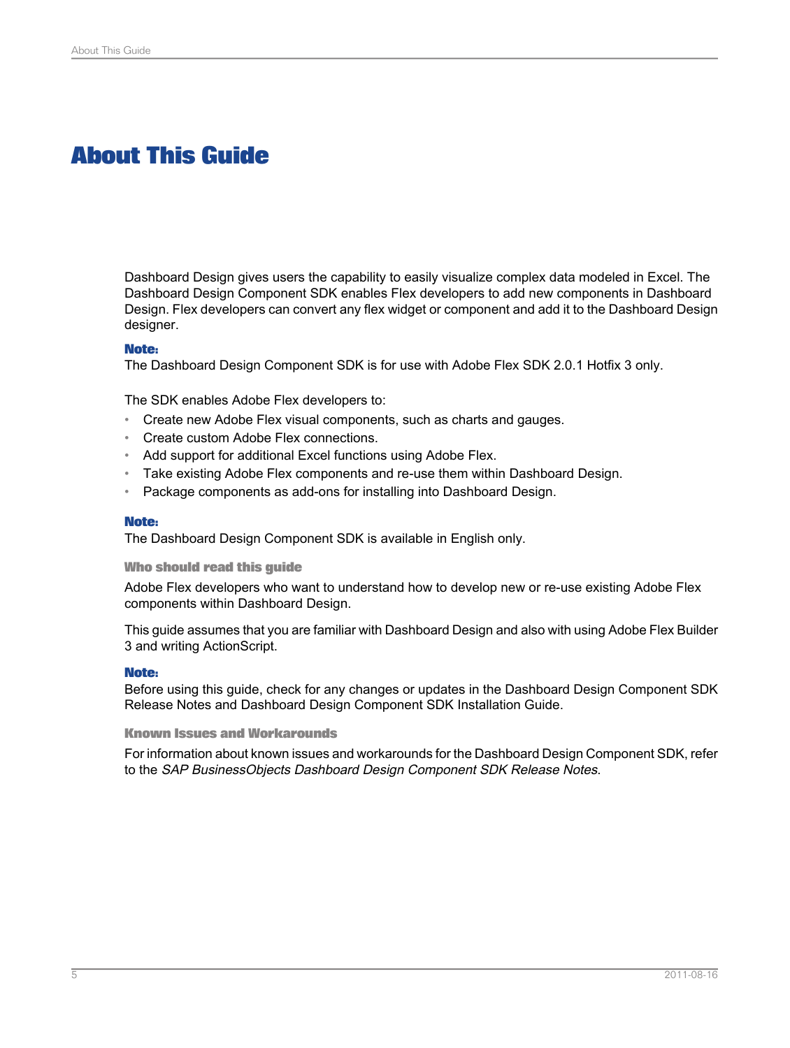# About This Guide

Dashboard Design gives users the capability to easily visualize complex data modeled in Excel. The Dashboard Design Component SDK enables Flex developers to add new components in Dashboard Design. Flex developers can convert any flex widget or component and add it to the Dashboard Design designer.

**Note:**
The Dashboard Design Component SDK is for use with Adobe Flex SDK 2.0.1 Hotfix 3 only.

The SDK enables Adobe Flex developers to:

- Create new Adobe Flex visual components, such as charts and gauges.
- Create custom Adobe Flex connections.
- Add support for additional Excel functions using Adobe Flex.
- Take existing Adobe Flex components and re-use them within Dashboard Design.
- Package components as add-ons for installing into Dashboard Design.

**Note:**
The Dashboard Design Component SDK is available in English only.

### Who should read this guide

Adobe Flex developers who want to understand how to develop new or re-use existing Adobe Flex components within Dashboard Design.

This guide assumes that you are familiar with Dashboard Design and also with using Adobe Flex Builder 3 and writing ActionScript.

**Note:**
Before using this guide, check for any changes or updates in the Dashboard Design Component SDK Release Notes and Dashboard Design Component SDK Installation Guide.

### Known Issues and Workarounds

For information about known issues and workarounds for the Dashboard Design Component SDK, refer to the *SAP BusinessObjects Dashboard Design Component SDK Release Notes*.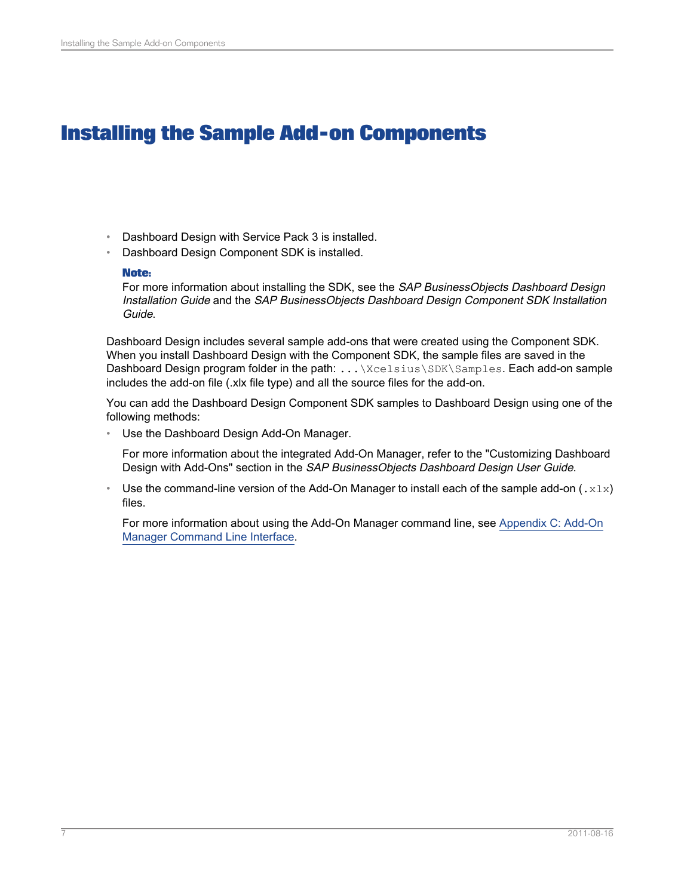# Installing the Sample Add-on Components

- Dashboard Design with Service Pack 3 is installed.
- Dashboard Design Component SDK is installed.

  **Note:**
  For more information about installing the SDK, see the *SAP BusinessObjects Dashboard Design Installation Guide* and the *SAP BusinessObjects Dashboard Design Component SDK Installation Guide*.

Dashboard Design includes several sample add-ons that were created using the Component SDK. When you install Dashboard Design with the Component SDK, the sample files are saved in the Dashboard Design program folder in the path: `...\Xcelsius\SDK\Samples`. Each add-on sample includes the add-on file (.xlx file type) and all the source files for the add-on.

You can add the Dashboard Design Component SDK samples to Dashboard Design using one of the following methods:

- Use the Dashboard Design Add-On Manager.

  For more information about the integrated Add-On Manager, refer to the "Customizing Dashboard Design with Add-Ons" section in the *SAP BusinessObjects Dashboard Design User Guide*.

- Use the command-line version of the Add-On Manager to install each of the sample add-on (`.xlx`) files.

  For more information about using the Add-On Manager command line, see Appendix C: Add-On Manager Command Line Interface.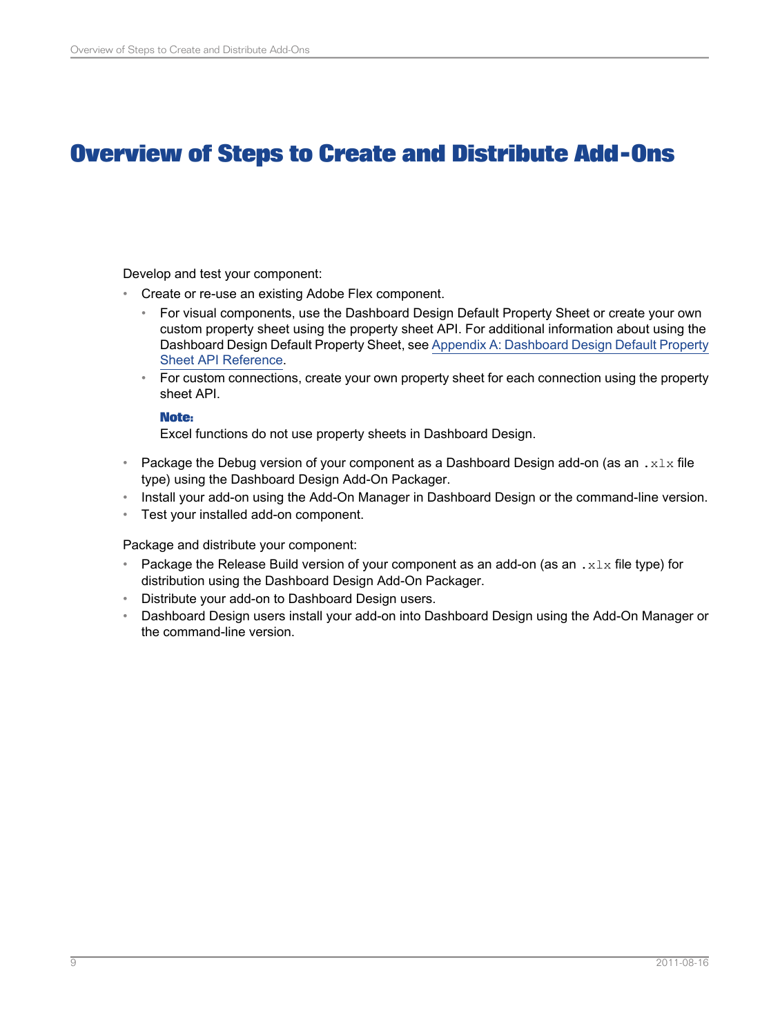# Overview of Steps to Create and Distribute Add-Ons

Develop and test your component:

- Create or re-use an existing Adobe Flex component.
  - For visual components, use the Dashboard Design Default Property Sheet or create your own custom property sheet using the property sheet API. For additional information about using the Dashboard Design Default Property Sheet, see Appendix A: Dashboard Design Default Property Sheet API Reference.
  - For custom connections, create your own property sheet for each connection using the property sheet API.

  **Note:**
  Excel functions do not use property sheets in Dashboard Design.

- Package the Debug version of your component as a Dashboard Design add-on (as an `.xlx` file type) using the Dashboard Design Add-On Packager.
- Install your add-on using the Add-On Manager in Dashboard Design or the command-line version.
- Test your installed add-on component.

Package and distribute your component:

- Package the Release Build version of your component as an add-on (as an `.xlx` file type) for distribution using the Dashboard Design Add-On Packager.
- Distribute your add-on to Dashboard Design users.
- Dashboard Design users install your add-on into Dashboard Design using the Add-On Manager or the command-line version.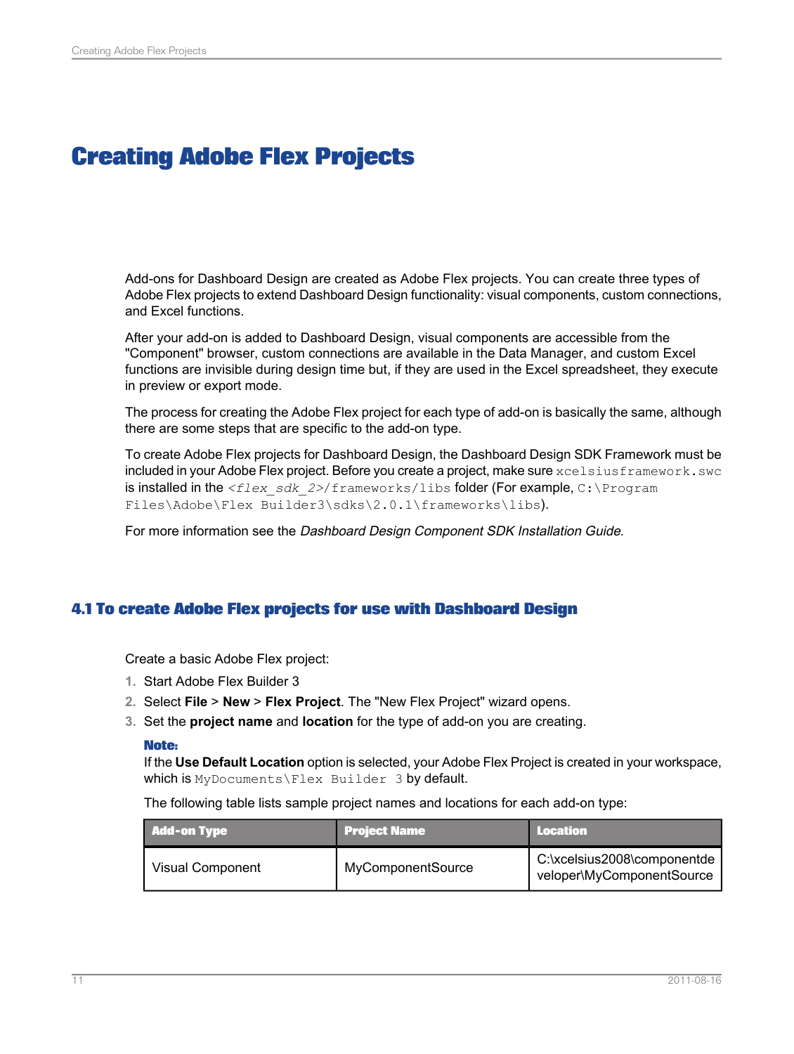# Creating Adobe Flex Projects

Add-ons for Dashboard Design are created as Adobe Flex projects. You can create three types of Adobe Flex projects to extend Dashboard Design functionality: visual components, custom connections, and Excel functions.

After your add-on is added to Dashboard Design, visual components are accessible from the "Component" browser, custom connections are available in the Data Manager, and custom Excel functions are invisible during design time but, if they are used in the Excel spreadsheet, they execute in preview or export mode.

The process for creating the Adobe Flex project for each type of add-on is basically the same, although there are some steps that are specific to the add-on type.

To create Adobe Flex projects for Dashboard Design, the Dashboard Design SDK Framework must be included in your Adobe Flex project. Before you create a project, make sure `xcelsiusframework.swc` is installed in the `<flex_sdk_2>/frameworks/libs` folder (For example, `C:\Program Files\Adobe\Flex Builder3\sdks\2.0.1\frameworks\libs`).

For more information see the *Dashboard Design Component SDK Installation Guide*.

## 4.1 To create Adobe Flex projects for use with Dashboard Design

Create a basic Adobe Flex project:

1. Start Adobe Flex Builder 3
2. Select **File** > **New** > **Flex Project**. The "New Flex Project" wizard opens.
3. Set the **project name** and **location** for the type of add-on you are creating.

   **Note:**
   If the **Use Default Location** option is selected, your Adobe Flex Project is created in your workspace, which is `MyDocuments\Flex Builder 3` by default.

   The following table lists sample project names and locations for each add-on type:

| Add-on Type | Project Name | Location |
|---|---|---|
| Visual Component | MyComponentSource | C:\xcelsius2008\componentdeveloper\MyComponentSource |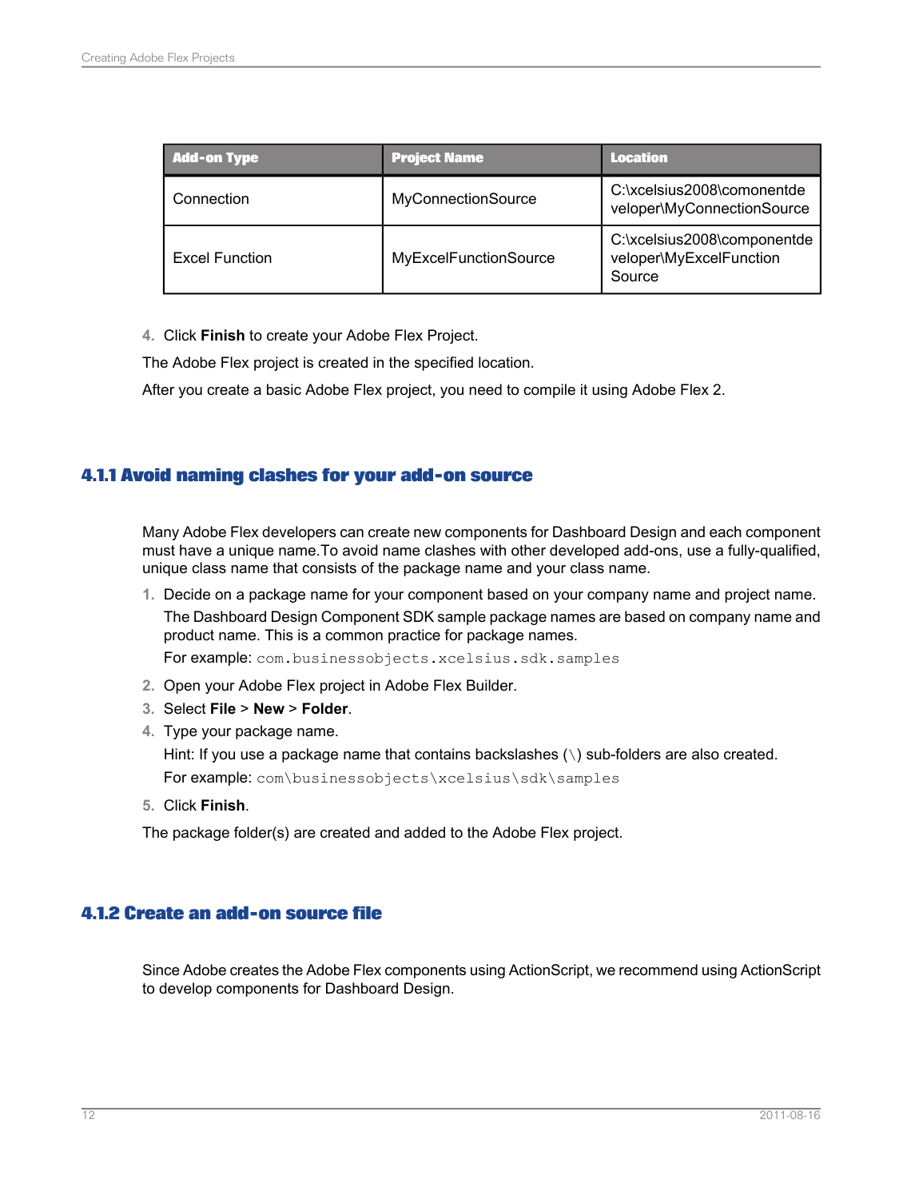| Add-on Type | Project Name | Location |
|---|---|---|
| Connection | MyConnectionSource | C:\xcelsius2008\comonentdeveloper\MyConnectionSource |
| Excel Function | MyExcelFunctionSource | C:\xcelsius2008\componentdeveloper\MyExcelFunctionSource |

4. Click **Finish** to create your Adobe Flex Project.

The Adobe Flex project is created in the specified location.

After you create a basic Adobe Flex project, you need to compile it using Adobe Flex 2.

### 4.1.1 Avoid naming clashes for your add-on source

Many Adobe Flex developers can create new components for Dashboard Design and each component must have a unique name.To avoid name clashes with other developed add-ons, use a fully-qualified, unique class name that consists of the package name and your class name.

1. Decide on a package name for your component based on your company name and project name.

   The Dashboard Design Component SDK sample package names are based on company name and product name. This is a common practice for package names.

   For example: `com.businessobjects.xcelsius.sdk.samples`
2. Open your Adobe Flex project in Adobe Flex Builder.
3. Select **File** > **New** > **Folder**.
4. Type your package name.

   Hint: If you use a package name that contains backslashes (`\`) sub-folders are also created.

   For example: `com\businessobjects\xcelsius\sdk\samples`
5. Click **Finish**.

The package folder(s) are created and added to the Adobe Flex project.

### 4.1.2 Create an add-on source file

Since Adobe creates the Adobe Flex components using ActionScript, we recommend using ActionScript to develop components for Dashboard Design.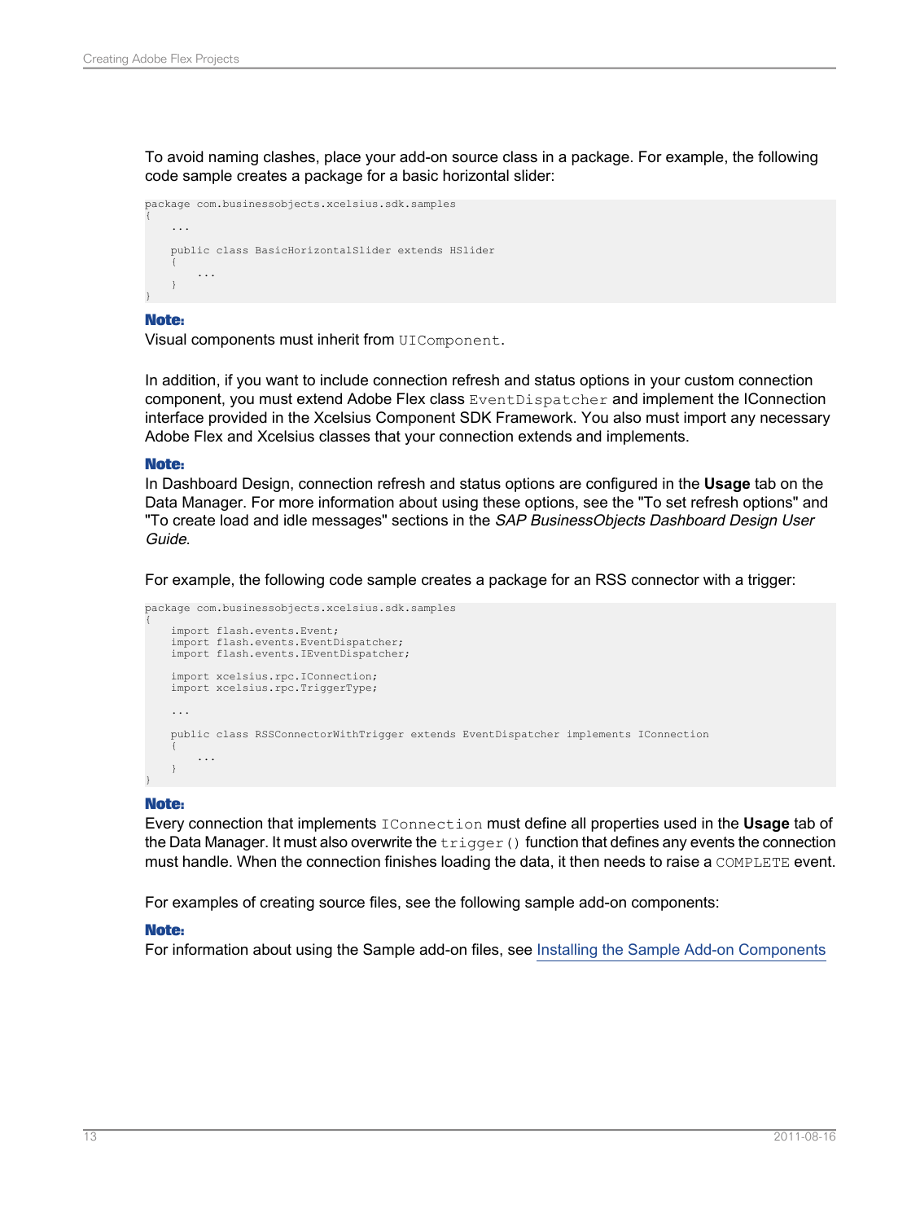To avoid naming clashes, place your add-on source class in a package. For example, the following code sample creates a package for a basic horizontal slider:

```
package com.businessobjects.xcelsius.sdk.samples
{
    ...

    public class BasicHorizontalSlider extends HSlider
    {
        ...
    }
}
```

**Note:**
Visual components must inherit from `UIComponent`.

In addition, if you want to include connection refresh and status options in your custom connection component, you must extend Adobe Flex class `EventDispatcher` and implement the IConnection interface provided in the Xcelsius Component SDK Framework. You also must import any necessary Adobe Flex and Xcelsius classes that your connection extends and implements.

**Note:**
In Dashboard Design, connection refresh and status options are configured in the **Usage** tab on the Data Manager. For more information about using these options, see the "To set refresh options" and "To create load and idle messages" sections in the *SAP BusinessObjects Dashboard Design User Guide*.

For example, the following code sample creates a package for an RSS connector with a trigger:

```
package com.businessobjects.xcelsius.sdk.samples
{
    import flash.events.Event;
    import flash.events.EventDispatcher;
    import flash.events.IEventDispatcher;

    import xcelsius.rpc.IConnection;
    import xcelsius.rpc.TriggerType;

    ...

    public class RSSConnectorWithTrigger extends EventDispatcher implements IConnection
    {
        ...
    }
}
```

**Note:**
Every connection that implements `IConnection` must define all properties used in the **Usage** tab of the Data Manager. It must also overwrite the `trigger()` function that defines any events the connection must handle. When the connection finishes loading the data, it then needs to raise a `COMPLETE` event.

For examples of creating source files, see the following sample add-on components:

**Note:**
For information about using the Sample add-on files, see Installing the Sample Add-on Components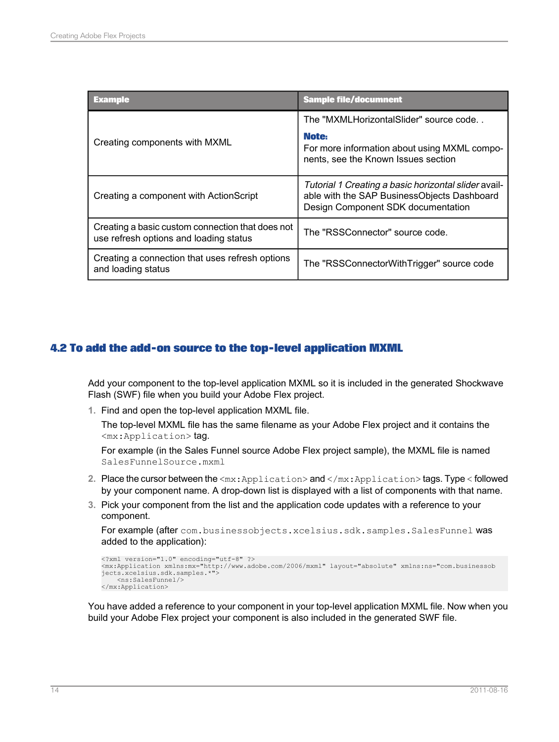| Example | Sample file/documnent |
| --- | --- |
| Creating components with MXML | The "MXMLHorizontalSlider" source code. . **Note:** For more information about using MXML components, see the Known Issues section |
| Creating a component with ActionScript | *Tutorial 1 Creating a basic horizontal slider* available with the SAP BusinessObjects Dashboard Design Component SDK documentation |
| Creating a basic custom connection that does not use refresh options and loading status | The "RSSConnector" source code. |
| Creating a connection that uses refresh options and loading status | The "RSSConnectorWithTrigger" source code |

## 4.2 To add the add-on source to the top-level application MXML

Add your component to the top-level application MXML so it is included in the generated Shockwave Flash (SWF) file when you build your Adobe Flex project.

1. Find and open the top-level application MXML file.

   The top-level MXML file has the same filename as your Adobe Flex project and it contains the `<mx:Application>` tag.

   For example (in the Sales Funnel source Adobe Flex project sample), the MXML file is named `SalesFunnelSource.mxml`

2. Place the cursor between the `<mx:Application>` and `</mx:Application>` tags. Type < followed by your component name. A drop-down list is displayed with a list of components with that name.

3. Pick your component from the list and the application code updates with a reference to your component.

   For example (after `com.businessobjects.xcelsius.sdk.samples.SalesFunnel` was added to the application):

```
<?xml version="1.0" encoding="utf-8" ?>
<mx:Application xmlns:mx="http://www.adobe.com/2006/mxml" layout="absolute" xmlns:ns="com.businessob
jects.xcelsius.sdk.samples.*">
    <ns:SalesFunnel/>
</mx:Application>
```

You have added a reference to your component in your top-level application MXML file. Now when you build your Adobe Flex project your component is also included in the generated SWF file.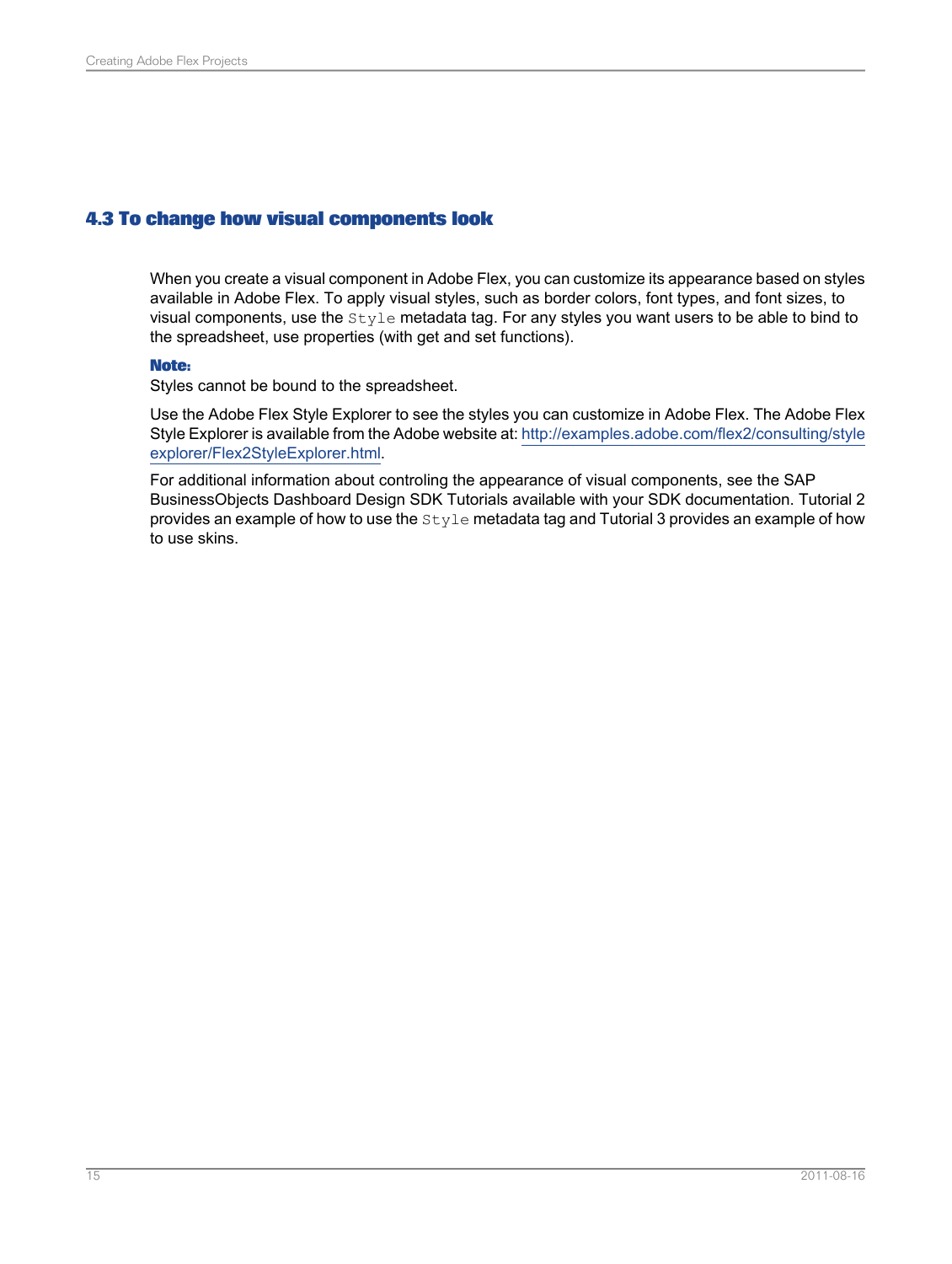## 4.3 To change how visual components look

When you create a visual component in Adobe Flex, you can customize its appearance based on styles available in Adobe Flex. To apply visual styles, such as border colors, font types, and font sizes, to visual components, use the `Style` metadata tag. For any styles you want users to be able to bind to the spreadsheet, use properties (with get and set functions).

**Note:**
Styles cannot be bound to the spreadsheet.

Use the Adobe Flex Style Explorer to see the styles you can customize in Adobe Flex. The Adobe Flex Style Explorer is available from the Adobe website at: http://examples.adobe.com/flex2/consulting/style explorer/Flex2StyleExplorer.html.

For additional information about controling the appearance of visual components, see the SAP BusinessObjects Dashboard Design SDK Tutorials available with your SDK documentation. Tutorial 2 provides an example of how to use the `Style` metadata tag and Tutorial 3 provides an example of how to use skins.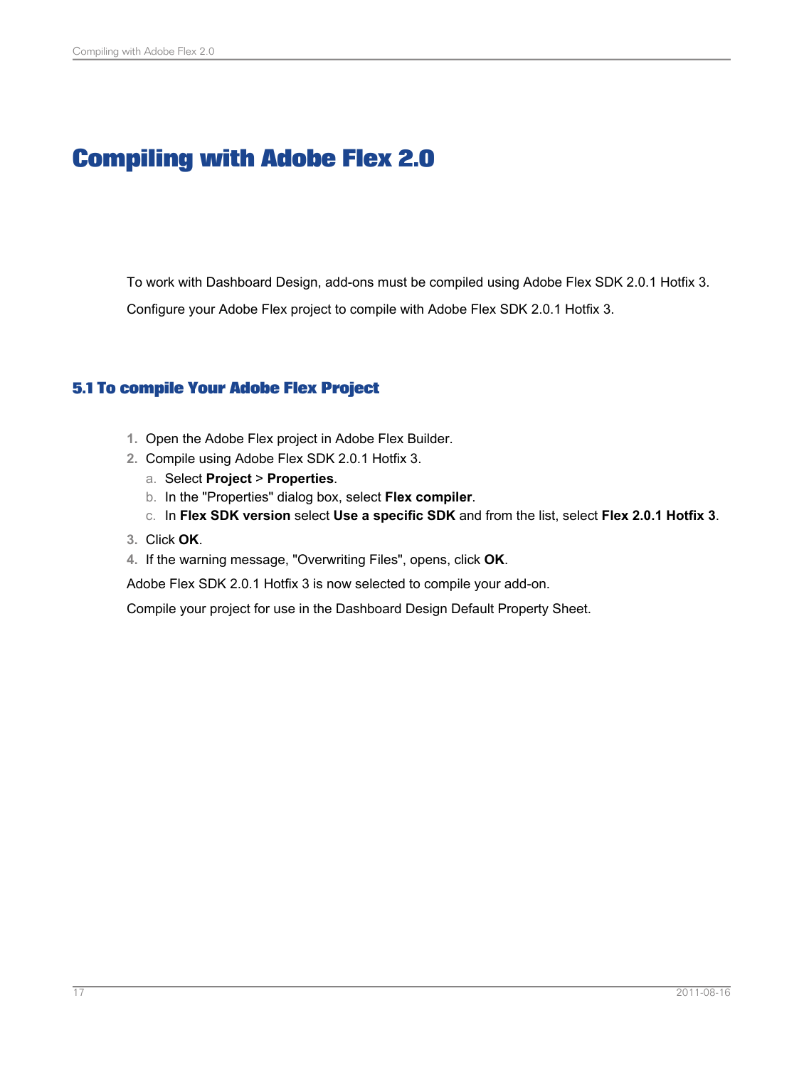# Compiling with Adobe Flex 2.0

To work with Dashboard Design, add-ons must be compiled using Adobe Flex SDK 2.0.1 Hotfix 3.

Configure your Adobe Flex project to compile with Adobe Flex SDK 2.0.1 Hotfix 3.

## 5.1 To compile Your Adobe Flex Project

1. Open the Adobe Flex project in Adobe Flex Builder.
2. Compile using Adobe Flex SDK 2.0.1 Hotfix 3.
   a. Select **Project** > **Properties**.
   b. In the "Properties" dialog box, select **Flex compiler**.
   c. In **Flex SDK version** select **Use a specific SDK** and from the list, select **Flex 2.0.1 Hotfix 3**.
3. Click **OK**.
4. If the warning message, "Overwriting Files", opens, click **OK**.

Adobe Flex SDK 2.0.1 Hotfix 3 is now selected to compile your add-on.

Compile your project for use in the Dashboard Design Default Property Sheet.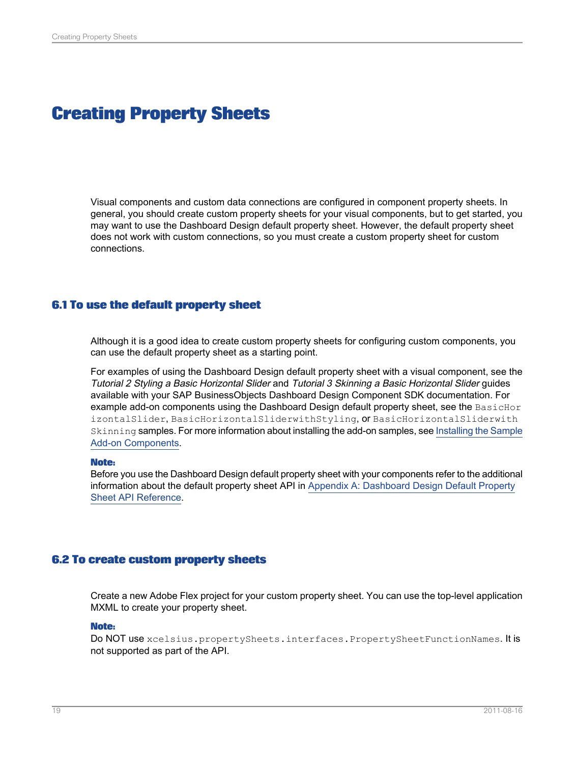# Creating Property Sheets

Visual components and custom data connections are configured in component property sheets. In general, you should create custom property sheets for your visual components, but to get started, you may want to use the Dashboard Design default property sheet. However, the default property sheet does not work with custom connections, so you must create a custom property sheet for custom connections.

## 6.1 To use the default property sheet

Although it is a good idea to create custom property sheets for configuring custom components, you can use the default property sheet as a starting point.

For examples of using the Dashboard Design default property sheet with a visual component, see the *Tutorial 2 Styling a Basic Horizontal Slider* and *Tutorial 3 Skinning a Basic Horizontal Slider* guides available with your SAP BusinessObjects Dashboard Design Component SDK documentation. For example add-on components using the Dashboard Design default property sheet, see the `BasicHorizontalSlider`, `BasicHorizontalSliderwithStyling`, or `BasicHorizontalSliderwithSkinning` samples. For more information about installing the add-on samples, see Installing the Sample Add-on Components.

**Note:**
Before you use the Dashboard Design default property sheet with your components refer to the additional information about the default property sheet API in Appendix A: Dashboard Design Default Property Sheet API Reference.

## 6.2 To create custom property sheets

Create a new Adobe Flex project for your custom property sheet. You can use the top-level application MXML to create your property sheet.

**Note:**
Do NOT use `xcelsius.propertySheets.interfaces.PropertySheetFunctionNames`. It is not supported as part of the API.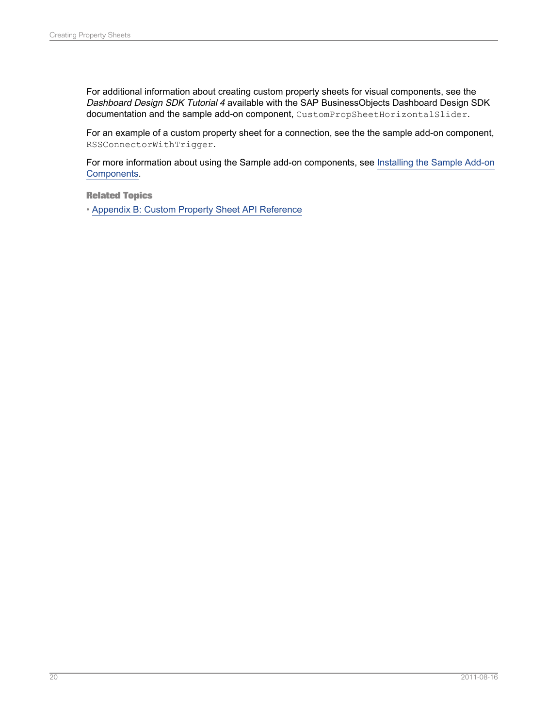For additional information about creating custom property sheets for visual components, see the *Dashboard Design SDK Tutorial 4* available with the SAP BusinessObjects Dashboard Design SDK documentation and the sample add-on component, `CustomPropSheetHorizontalSlider`.

For an example of a custom property sheet for a connection, see the the sample add-on component, `RSSConnectorWithTrigger`.

For more information about using the Sample add-on components, see Installing the Sample Add-on Components.

**Related Topics**

- Appendix B: Custom Property Sheet API Reference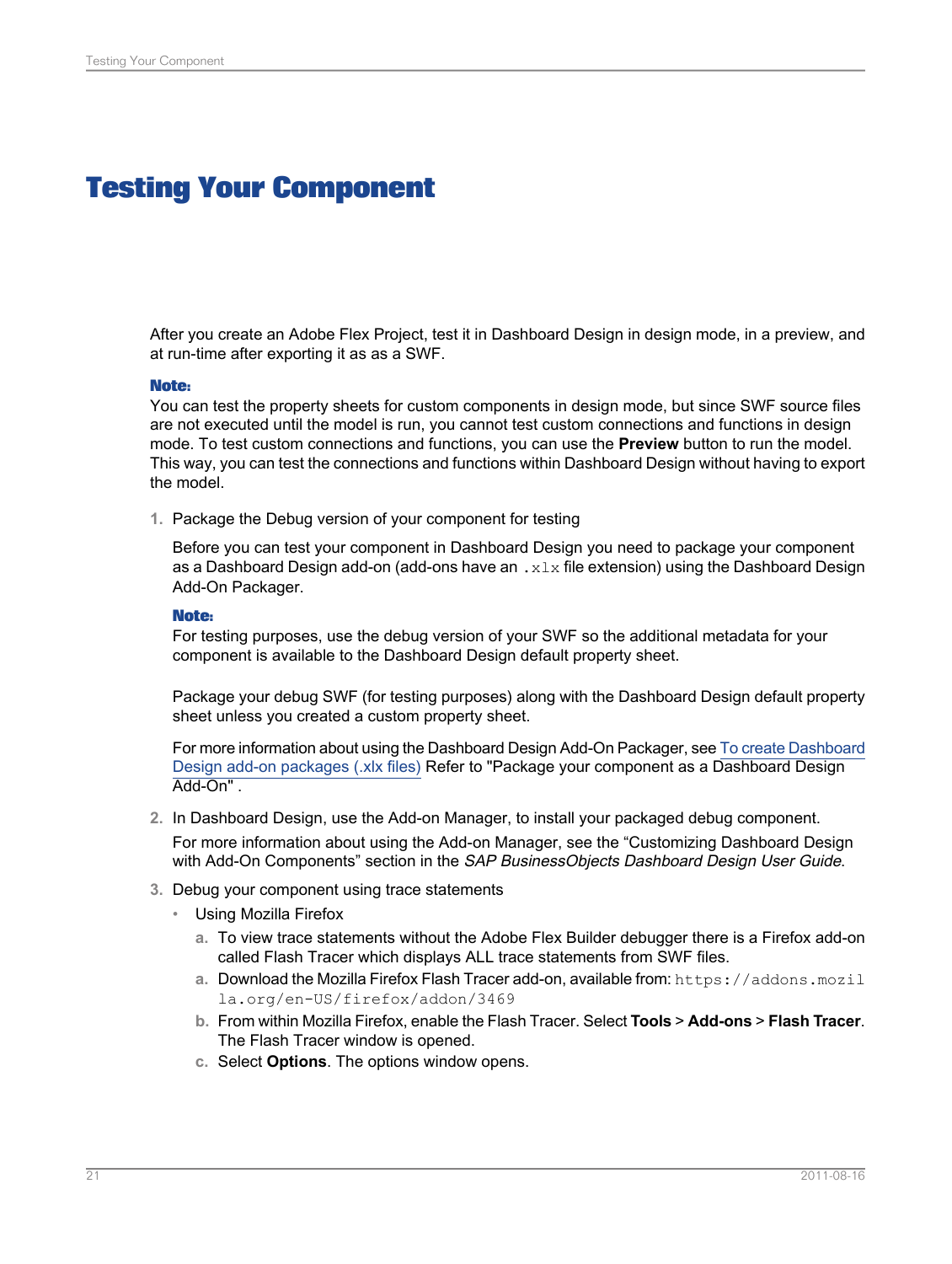# Testing Your Component

After you create an Adobe Flex Project, test it in Dashboard Design in design mode, in a preview, and at run-time after exporting it as as a SWF.

**Note:**
You can test the property sheets for custom components in design mode, but since SWF source files are not executed until the model is run, you cannot test custom connections and functions in design mode. To test custom connections and functions, you can use the **Preview** button to run the model. This way, you can test the connections and functions within Dashboard Design without having to export the model.

1. Package the Debug version of your component for testing

   Before you can test your component in Dashboard Design you need to package your component as a Dashboard Design add-on (add-ons have an `.xlx` file extension) using the Dashboard Design Add-On Packager.

   **Note:**
   For testing purposes, use the debug version of your SWF so the additional metadata for your component is available to the Dashboard Design default property sheet.

   Package your debug SWF (for testing purposes) along with the Dashboard Design default property sheet unless you created a custom property sheet.

   For more information about using the Dashboard Design Add-On Packager, see To create Dashboard Design add-on packages (.xlx files) Refer to "Package your component as a Dashboard Design Add-On" .

2. In Dashboard Design, use the Add-on Manager, to install your packaged debug component.

   For more information about using the Add-on Manager, see the “Customizing Dashboard Design with Add-On Components” section in the *SAP BusinessObjects Dashboard Design User Guide*.

3. Debug your component using trace statements
   - Using Mozilla Firefox
     a. To view trace statements without the Adobe Flex Builder debugger there is a Firefox add-on called Flash Tracer which displays ALL trace statements from SWF files.
     a. Download the Mozilla Firefox Flash Tracer add-on, available from: `https://addons.mozilla.org/en-US/firefox/addon/3469`
     b. From within Mozilla Firefox, enable the Flash Tracer. Select **Tools** > **Add-ons** > **Flash Tracer**. The Flash Tracer window is opened.
     c. Select **Options**. The options window opens.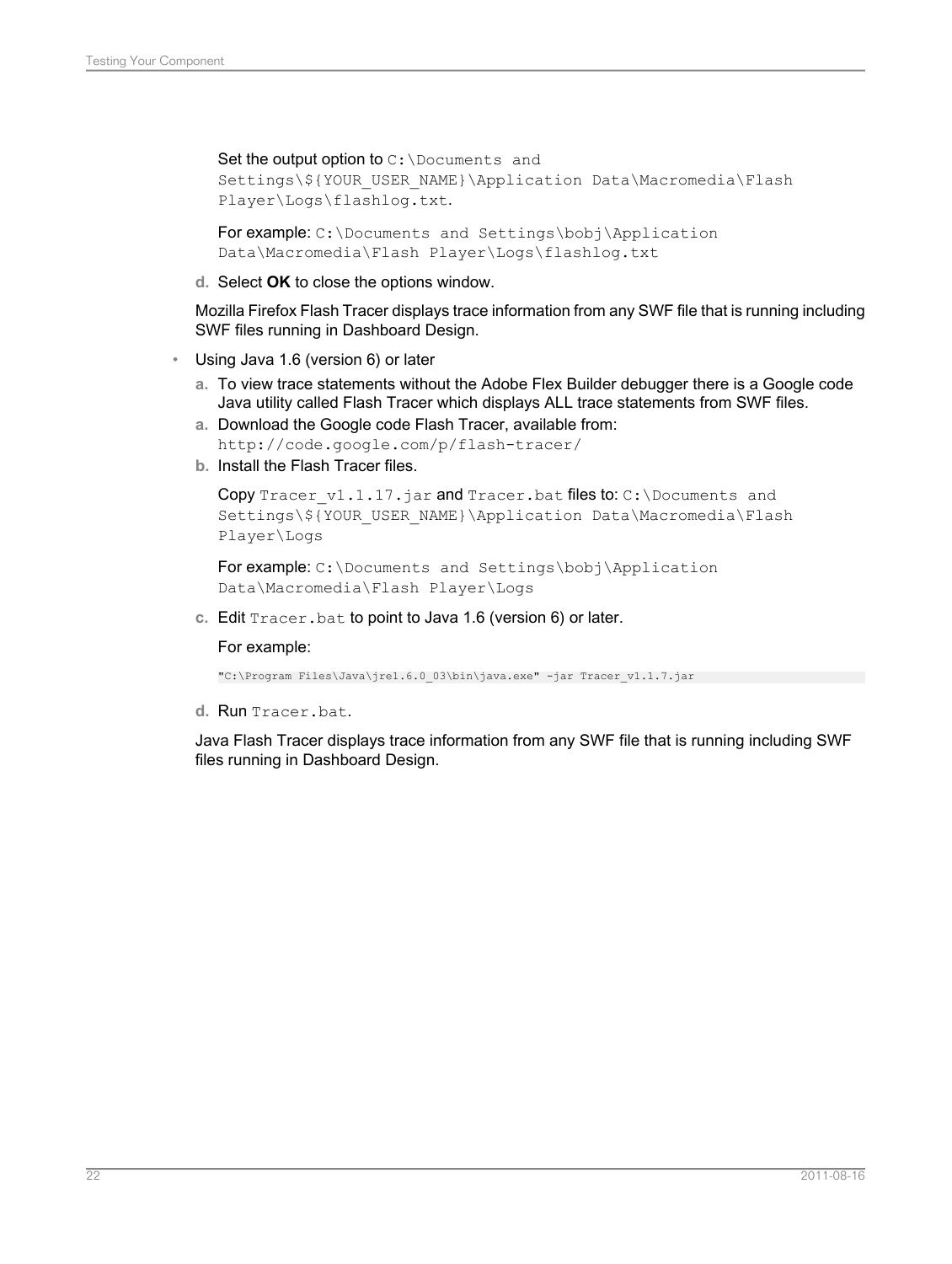Set the output option to `C:\Documents and Settings\${YOUR_USER_NAME}\Application Data\Macromedia\Flash Player\Logs\flashlog.txt`.

For example: `C:\Documents and Settings\bobj\Application Data\Macromedia\Flash Player\Logs\flashlog.txt`

d. Select **OK** to close the options window.

Mozilla Firefox Flash Tracer displays trace information from any SWF file that is running including SWF files running in Dashboard Design.

- Using Java 1.6 (version 6) or later

  a. To view trace statements without the Adobe Flex Builder debugger there is a Google code Java utility called Flash Tracer which displays ALL trace statements from SWF files.

  a. Download the Google code Flash Tracer, available from: `http://code.google.com/p/flash-tracer/`

  b. Install the Flash Tracer files.

  Copy `Tracer_v1.1.17.jar` and `Tracer.bat` files to: `C:\Documents and Settings\${YOUR_USER_NAME}\Application Data\Macromedia\Flash Player\Logs`

  For example: `C:\Documents and Settings\bobj\Application Data\Macromedia\Flash Player\Logs`

  c. Edit `Tracer.bat` to point to Java 1.6 (version 6) or later.

  For example:

  ```
  "C:\Program Files\Java\jre1.6.0_03\bin\java.exe" -jar Tracer_v1.1.7.jar
  ```

  d. Run `Tracer.bat`.

  Java Flash Tracer displays trace information from any SWF file that is running including SWF files running in Dashboard Design.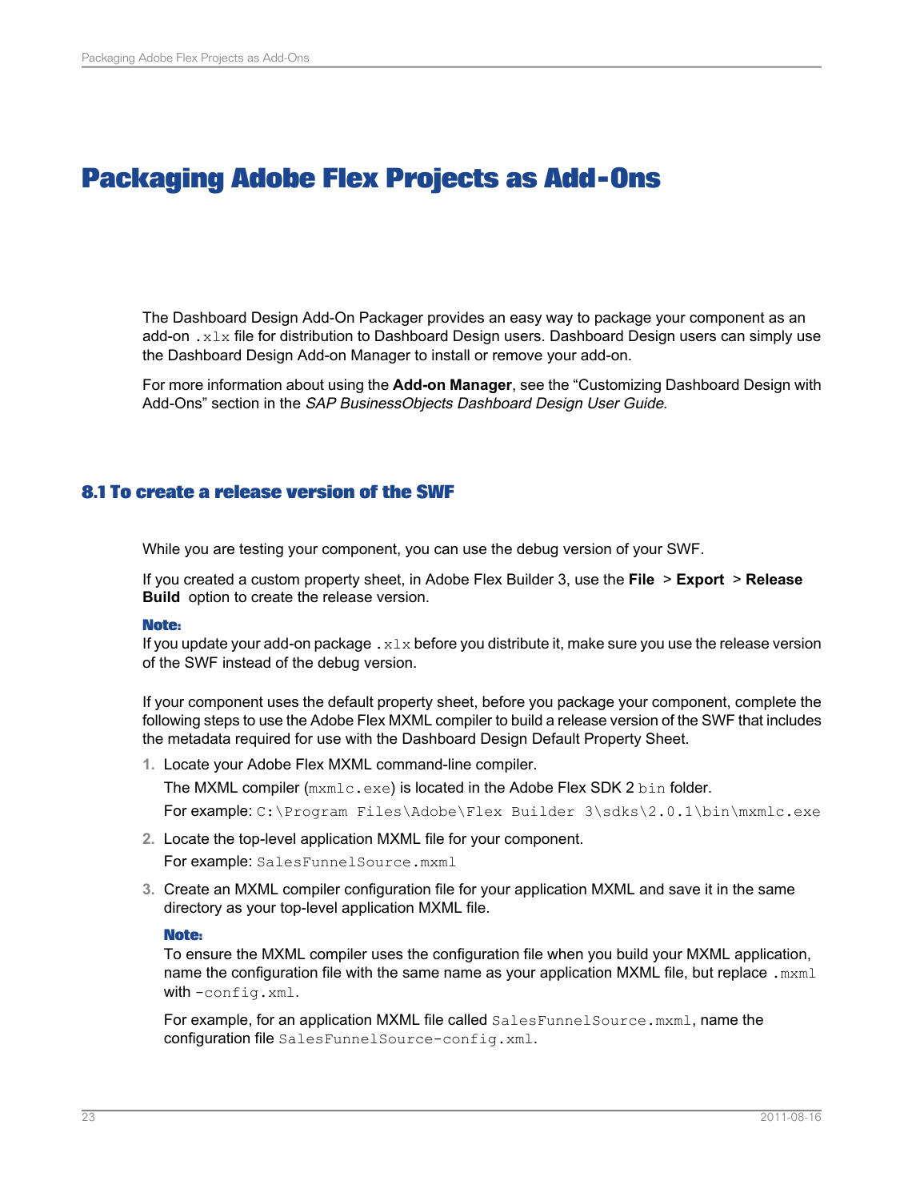# Packaging Adobe Flex Projects as Add-Ons

The Dashboard Design Add-On Packager provides an easy way to package your component as an add-on `.xlx` file for distribution to Dashboard Design users. Dashboard Design users can simply use the Dashboard Design Add-on Manager to install or remove your add-on.

For more information about using the **Add-on Manager**, see the "Customizing Dashboard Design with Add-Ons" section in the *SAP BusinessObjects Dashboard Design User Guide*.

## 8.1 To create a release version of the SWF

While you are testing your component, you can use the debug version of your SWF.

If you created a custom property sheet, in Adobe Flex Builder 3, use the **File** > **Export** > **Release Build** option to create the release version.

**Note:**
If you update your add-on package `.xlx` before you distribute it, make sure you use the release version of the SWF instead of the debug version.

If your component uses the default property sheet, before you package your component, complete the following steps to use the Adobe Flex MXML compiler to build a release version of the SWF that includes the metadata required for use with the Dashboard Design Default Property Sheet.

1. Locate your Adobe Flex MXML command-line compiler.

   The MXML compiler (`mxmlc.exe`) is located in the Adobe Flex SDK 2 `bin` folder.

   For example: `C:\Program Files\Adobe\Flex Builder 3\sdks\2.0.1\bin\mxmlc.exe`

2. Locate the top-level application MXML file for your component.

   For example: `SalesFunnelSource.mxml`

3. Create an MXML compiler configuration file for your application MXML and save it in the same directory as your top-level application MXML file.

   **Note:**
   To ensure the MXML compiler uses the configuration file when you build your MXML application, name the configuration file with the same name as your application MXML file, but replace `.mxml` with `-config.xml`.

   For example, for an application MXML file called `SalesFunnelSource.mxml`, name the configuration file `SalesFunnelSource-config.xml`.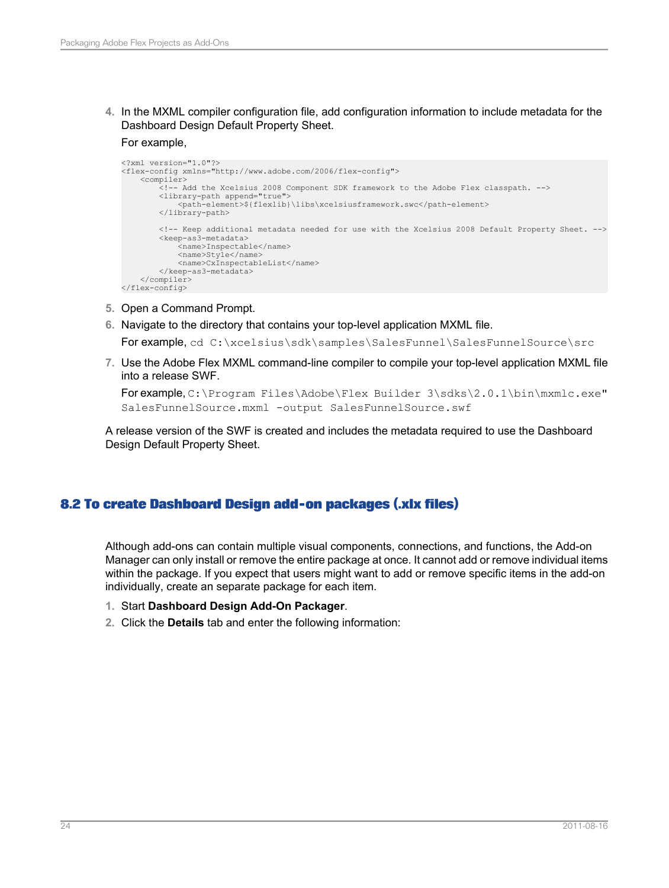4. In the MXML compiler configuration file, add configuration information to include metadata for the Dashboard Design Default Property Sheet.

   For example,

```
<?xml version="1.0"?>
<flex-config xmlns="http://www.adobe.com/2006/flex-config">
    <compiler>
        <!-- Add the Xcelsius 2008 Component SDK framework to the Adobe Flex classpath. -->
        <library-path append="true">
            <path-element>${flexlib}\libs\xcelsiusframework.swc</path-element>
        </library-path>

        <!-- Keep additional metadata needed for use with the Xcelsius 2008 Default Property Sheet. -->
        <keep-as3-metadata>
            <name>Inspectable</name>
            <name>Style</name>
            <name>CxInspectableList</name>
        </keep-as3-metadata>
    </compiler>
</flex-config>
```

5. Open a Command Prompt.
6. Navigate to the directory that contains your top-level application MXML file.

   For example, `cd C:\xcelsius\sdk\samples\SalesFunnel\SalesFunnelSource\src`
7. Use the Adobe Flex MXML command-line compiler to compile your top-level application MXML file into a release SWF.

   For example, `C:\Program Files\Adobe\Flex Builder 3\sdks\2.0.1\bin\mxmlc.exe" SalesFunnelSource.mxml -output SalesFunnelSource.swf`

A release version of the SWF is created and includes the metadata required to use the Dashboard Design Default Property Sheet.

## 8.2 To create Dashboard Design add-on packages (.xlx files)

Although add-ons can contain multiple visual components, connections, and functions, the Add-on Manager can only install or remove the entire package at once. It cannot add or remove individual items within the package. If you expect that users might want to add or remove specific items in the add-on individually, create an separate package for each item.

1. Start **Dashboard Design Add-On Packager**.
2. Click the **Details** tab and enter the following information: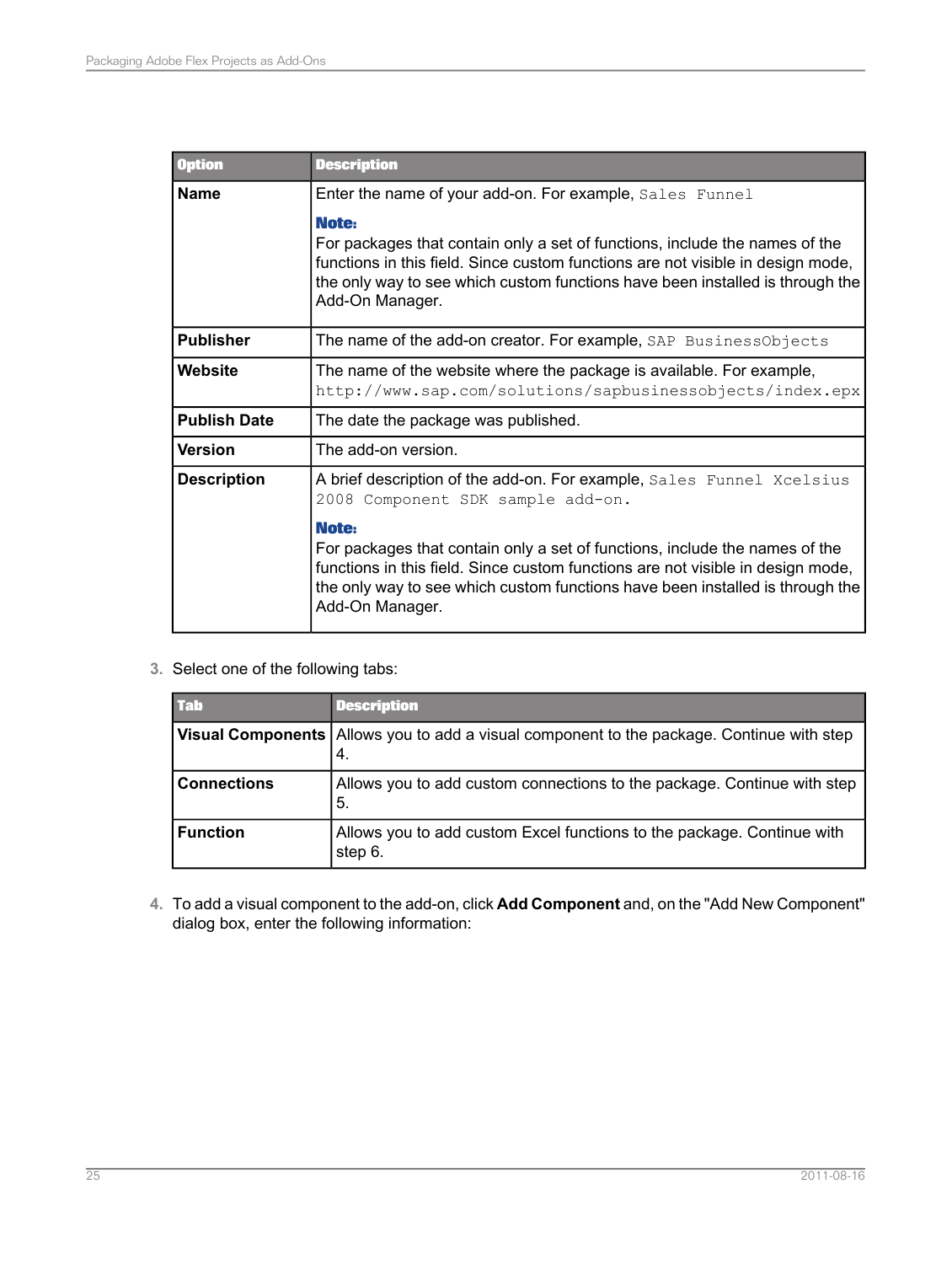| Option | Description |
|---|---|
| **Name** | Enter the name of your add-on. For example, `Sales Funnel`<br><br>**Note:**<br>For packages that contain only a set of functions, include the names of the functions in this field. Since custom functions are not visible in design mode, the only way to see which custom functions have been installed is through the Add-On Manager. |
| **Publisher** | The name of the add-on creator. For example, `SAP BusinessObjects` |
| **Website** | The name of the website where the package is available. For example, `http://www.sap.com/solutions/sapbusinessobjects/index.epx` |
| **Publish Date** | The date the package was published. |
| **Version** | The add-on version. |
| **Description** | A brief description of the add-on. For example, `Sales Funnel Xcelsius 2008 Component SDK sample add-on.`<br><br>**Note:**<br>For packages that contain only a set of functions, include the names of the functions in this field. Since custom functions are not visible in design mode, the only way to see which custom functions have been installed is through the Add-On Manager. |

3. Select one of the following tabs:

| Tab | Description |
|---|---|
| **Visual Components** | Allows you to add a visual component to the package. Continue with step 4. |
| **Connections** | Allows you to add custom connections to the package. Continue with step 5. |
| **Function** | Allows you to add custom Excel functions to the package. Continue with step 6. |

4. To add a visual component to the add-on, click **Add Component** and, on the "Add New Component" dialog box, enter the following information: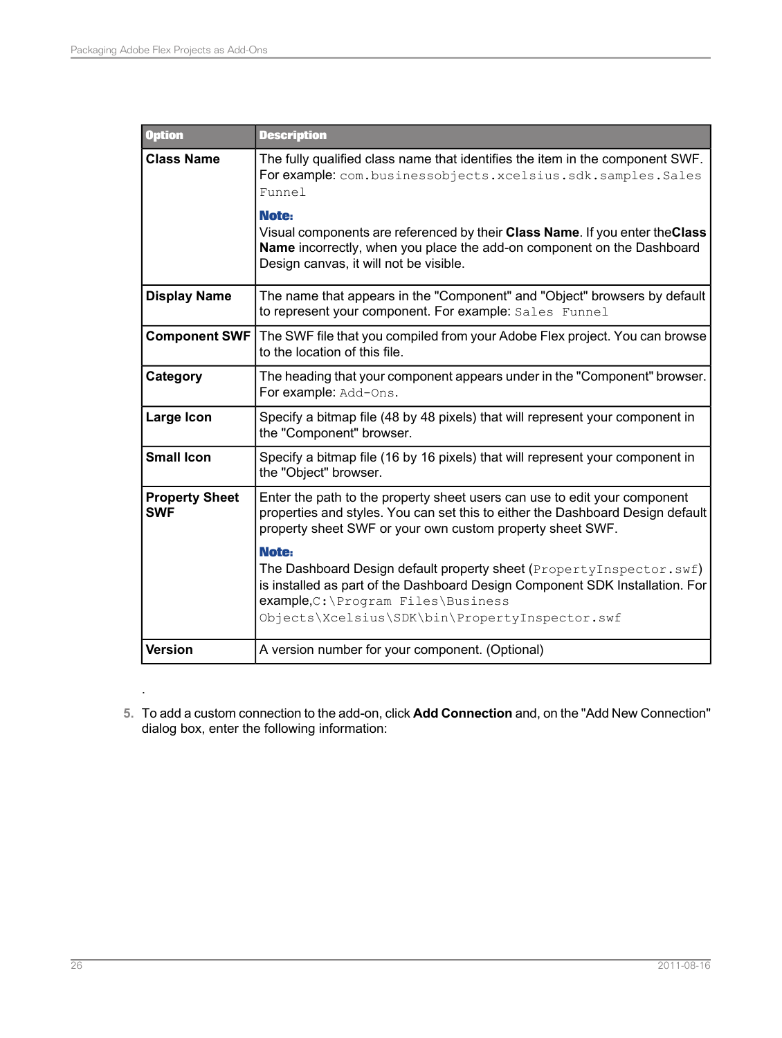| Option | Description |
|---|---|
| **Class Name** | The fully qualified class name that identifies the item in the component SWF. For example: `com.businessobjects.xcelsius.sdk.samples.SalesFunnel`<br><br>**Note:**<br>Visual components are referenced by their **Class Name**. If you enter the**Class Name** incorrectly, when you place the add-on component on the Dashboard Design canvas, it will not be visible. |
| **Display Name** | The name that appears in the "Component" and "Object" browsers by default to represent your component. For example: `Sales Funnel` |
| **Component SWF** | The SWF file that you compiled from your Adobe Flex project. You can browse to the location of this file. |
| **Category** | The heading that your component appears under in the "Component" browser. For example: `Add-Ons`. |
| **Large Icon** | Specify a bitmap file (48 by 48 pixels) that will represent your component in the "Component" browser. |
| **Small Icon** | Specify a bitmap file (16 by 16 pixels) that will represent your component in the "Object" browser. |
| **Property Sheet SWF** | Enter the path to the property sheet users can use to edit your component properties and styles. You can set this to either the Dashboard Design default property sheet SWF or your own custom property sheet SWF.<br><br>**Note:**<br>The Dashboard Design default property sheet (`PropertyInspector.swf`) is installed as part of the Dashboard Design Component SDK Installation. For example,`C:\Program Files\Business Objects\Xcelsius\SDK\bin\PropertyInspector.swf` |
| **Version** | A version number for your component. (Optional) |

.

5. To add a custom connection to the add-on, click **Add Connection** and, on the "Add New Connection" dialog box, enter the following information: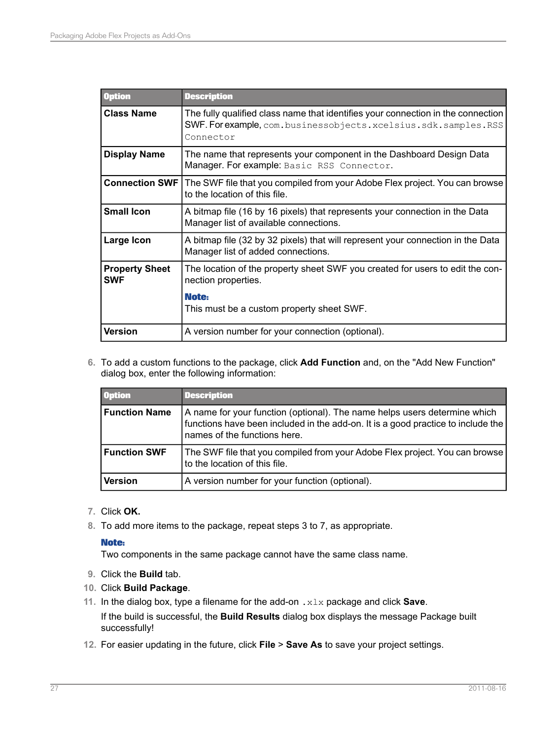| Option | Description |
| --- | --- |
| **Class Name** | The fully qualified class name that identifies your connection in the connection SWF. For example, `com.businessobjects.xcelsius.sdk.samples.RSSConnector` |
| **Display Name** | The name that represents your component in the Dashboard Design Data Manager. For example: `Basic RSS Connector`. |
| **Connection SWF** | The SWF file that you compiled from your Adobe Flex project. You can browse to the location of this file. |
| **Small Icon** | A bitmap file (16 by 16 pixels) that represents your connection in the Data Manager list of available connections. |
| **Large Icon** | A bitmap file (32 by 32 pixels) that will represent your connection in the Data Manager list of added connections. |
| **Property Sheet SWF** | The location of the property sheet SWF you created for users to edit the connection properties. **Note:** This must be a custom property sheet SWF. |
| **Version** | A version number for your connection (optional). |

6. To add a custom functions to the package, click **Add Function** and, on the "Add New Function" dialog box, enter the following information:

| Option | Description |
| --- | --- |
| **Function Name** | A name for your function (optional). The name helps users determine which functions have been included in the add-on. It is a good practice to include the names of the functions here. |
| **Function SWF** | The SWF file that you compiled from your Adobe Flex project. You can browse to the location of this file. |
| **Version** | A version number for your function (optional). |

7. Click **OK.**
8. To add more items to the package, repeat steps 3 to 7, as appropriate.

   **Note:**
   Two components in the same package cannot have the same class name.

9. Click the **Build** tab.
10. Click **Build Package**.
11. In the dialog box, type a filename for the add-on `.xlx` package and click **Save**.

    If the build is successful, the **Build Results** dialog box displays the message Package built successfully!

12. For easier updating in the future, click **File** > **Save As** to save your project settings.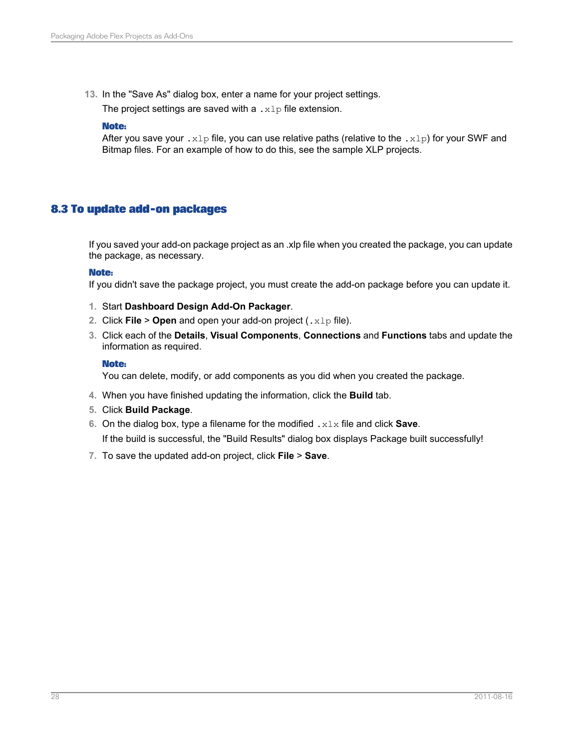13. In the "Save As" dialog box, enter a name for your project settings.

    The project settings are saved with a `.xlp` file extension.

    **Note:**
    After you save your `.xlp` file, you can use relative paths (relative to the `.xlp`) for your SWF and Bitmap files. For an example of how to do this, see the sample XLP projects.

## 8.3 To update add-on packages

If you saved your add-on package project as an .xlp file when you created the package, you can update the package, as necessary.

**Note:**
If you didn't save the package project, you must create the add-on package before you can update it.

1. Start **Dashboard Design Add-On Packager**.
2. Click **File** > **Open** and open your add-on project (`.xlp` file).
3. Click each of the **Details**, **Visual Components**, **Connections** and **Functions** tabs and update the information as required.

   **Note:**
   You can delete, modify, or add components as you did when you created the package.

4. When you have finished updating the information, click the **Build** tab.
5. Click **Build Package**.
6. On the dialog box, type a filename for the modified `.xlx` file and click **Save**.

   If the build is successful, the "Build Results" dialog box displays Package built successfully!

7. To save the updated add-on project, click **File** > **Save**.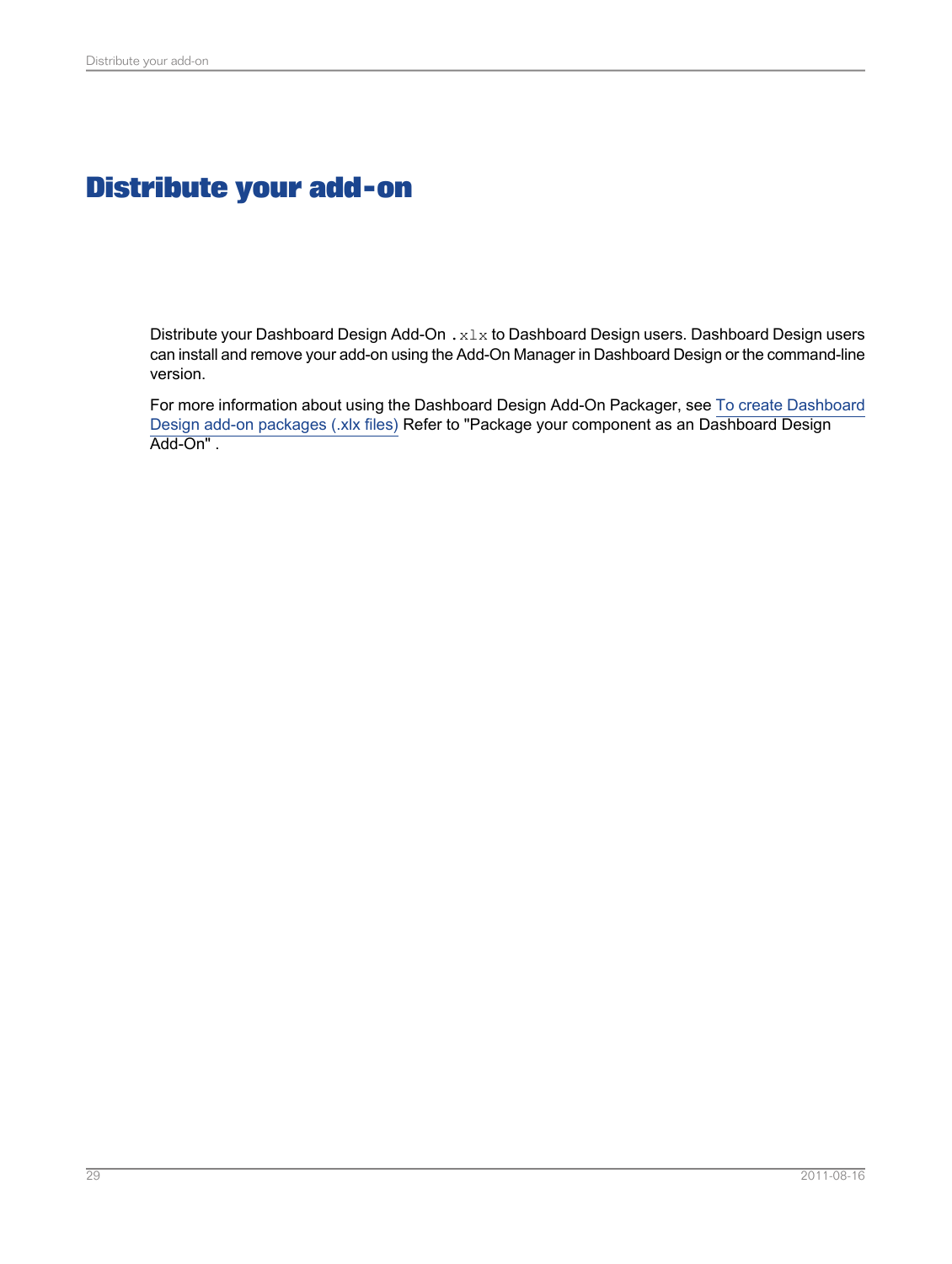# Distribute your add-on

Distribute your Dashboard Design Add-On `.xlx` to Dashboard Design users. Dashboard Design users can install and remove your add-on using the Add-On Manager in Dashboard Design or the command-line version.

For more information about using the Dashboard Design Add-On Packager, see To create Dashboard Design add-on packages (.xlx files) Refer to "Package your component as an Dashboard Design Add-On" .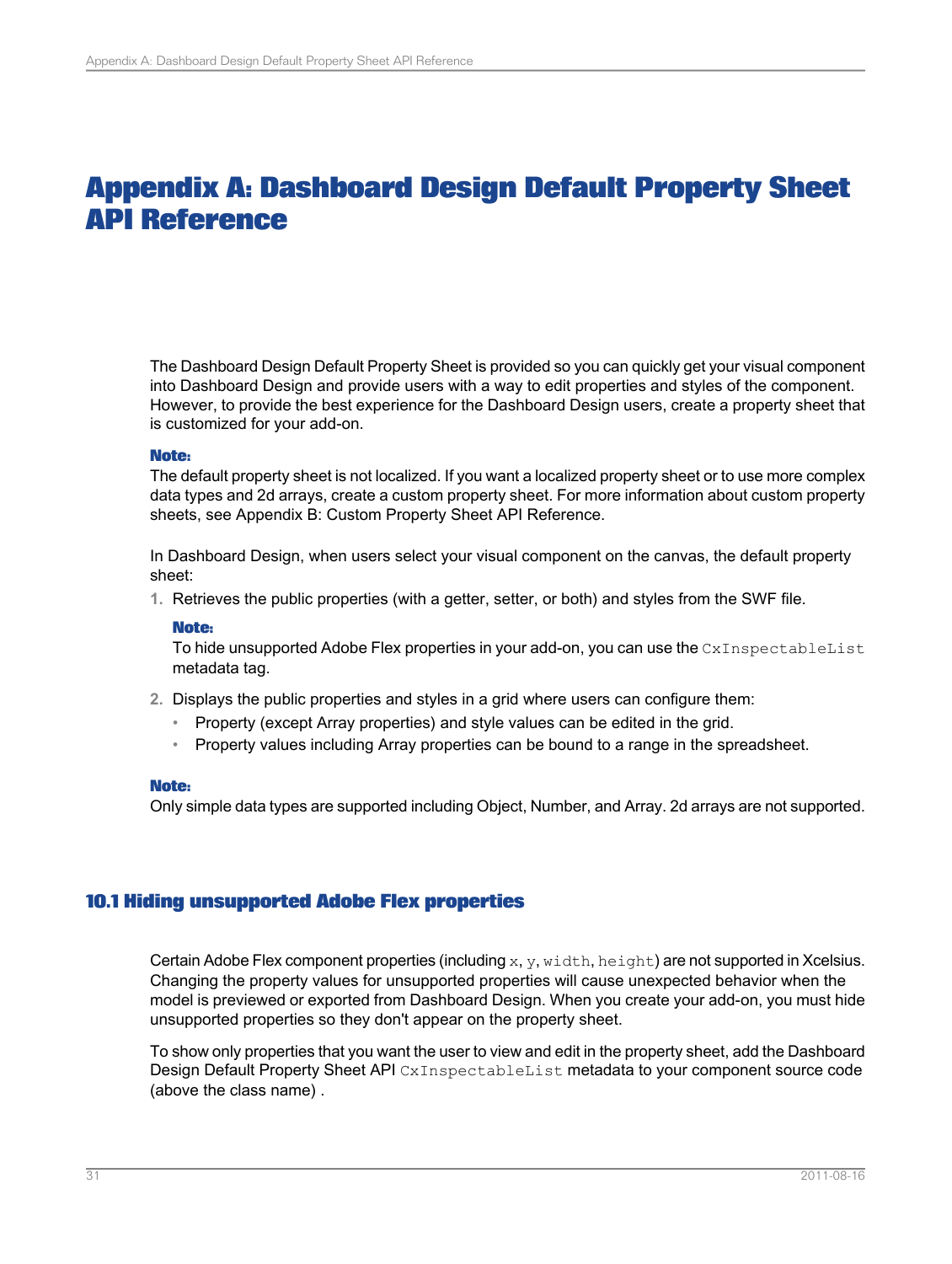# Appendix A: Dashboard Design Default Property Sheet API Reference

The Dashboard Design Default Property Sheet is provided so you can quickly get your visual component into Dashboard Design and provide users with a way to edit properties and styles of the component. However, to provide the best experience for the Dashboard Design users, create a property sheet that is customized for your add-on.

**Note:**
The default property sheet is not localized. If you want a localized property sheet or to use more complex data types and 2d arrays, create a custom property sheet. For more information about custom property sheets, see Appendix B: Custom Property Sheet API Reference.

In Dashboard Design, when users select your visual component on the canvas, the default property sheet:

1. Retrieves the public properties (with a getter, setter, or both) and styles from the SWF file.

   **Note:**
   To hide unsupported Adobe Flex properties in your add-on, you can use the `CxInspectableList` metadata tag.

2. Displays the public properties and styles in a grid where users can configure them:
   - Property (except Array properties) and style values can be edited in the grid.
   - Property values including Array properties can be bound to a range in the spreadsheet.

**Note:**
Only simple data types are supported including Object, Number, and Array. 2d arrays are not supported.

## 10.1 Hiding unsupported Adobe Flex properties

Certain Adobe Flex component properties (including `x`, `y`, `width`, `height`) are not supported in Xcelsius. Changing the property values for unsupported properties will cause unexpected behavior when the model is previewed or exported from Dashboard Design. When you create your add-on, you must hide unsupported properties so they don't appear on the property sheet.

To show only properties that you want the user to view and edit in the property sheet, add the Dashboard Design Default Property Sheet API `CxInspectableList` metadata to your component source code (above the class name) .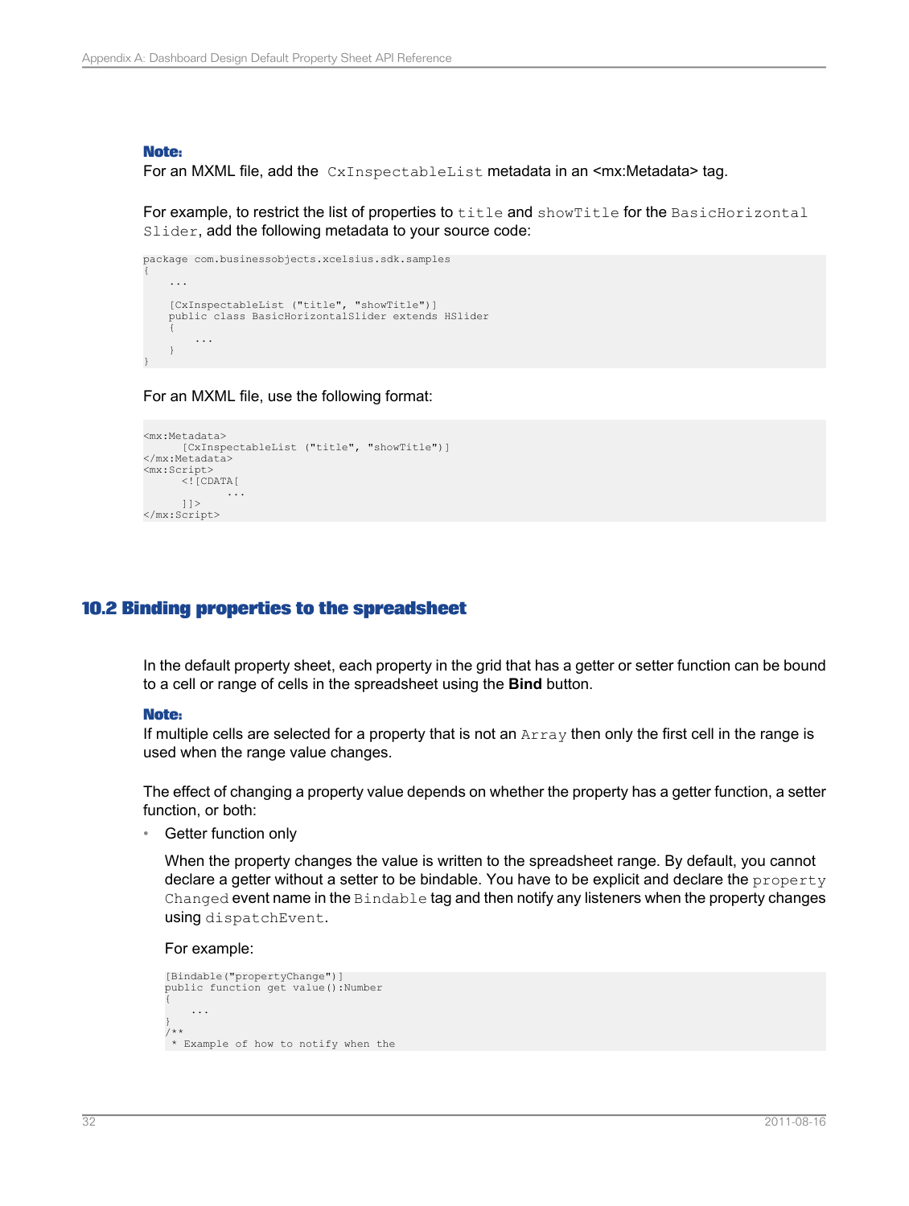**Note:**
For an MXML file, add the `CxInspectableList` metadata in an <mx:Metadata> tag.

For example, to restrict the list of properties to `title` and `showTitle` for the `BasicHorizontal Slider`, add the following metadata to your source code:

```
package com.businessobjects.xcelsius.sdk.samples
{
    ...

    [CxInspectableList ("title", "showTitle")]
    public class BasicHorizontalSlider extends HSlider
    {
        ...
    }
}
```

For an MXML file, use the following format:

```
<mx:Metadata>
      [CxInspectableList ("title", "showTitle")]
</mx:Metadata>
<mx:Script>
      <![CDATA[
             ...
      ]]>
</mx:Script>
```

## 10.2 Binding properties to the spreadsheet

In the default property sheet, each property in the grid that has a getter or setter function can be bound to a cell or range of cells in the spreadsheet using the **Bind** button.

**Note:**
If multiple cells are selected for a property that is not an `Array` then only the first cell in the range is used when the range value changes.

The effect of changing a property value depends on whether the property has a getter function, a setter function, or both:

- Getter function only

  When the property changes the value is written to the spreadsheet range. By default, you cannot declare a getter without a setter to be bindable. You have to be explicit and declare the `property Changed` event name in the `Bindable` tag and then notify any listeners when the property changes using `dispatchEvent`.

  For example:

  ```
  [Bindable("propertyChange")]
  public function get value():Number
  {
      ...
  }
  /**
   * Example of how to notify when the
  ```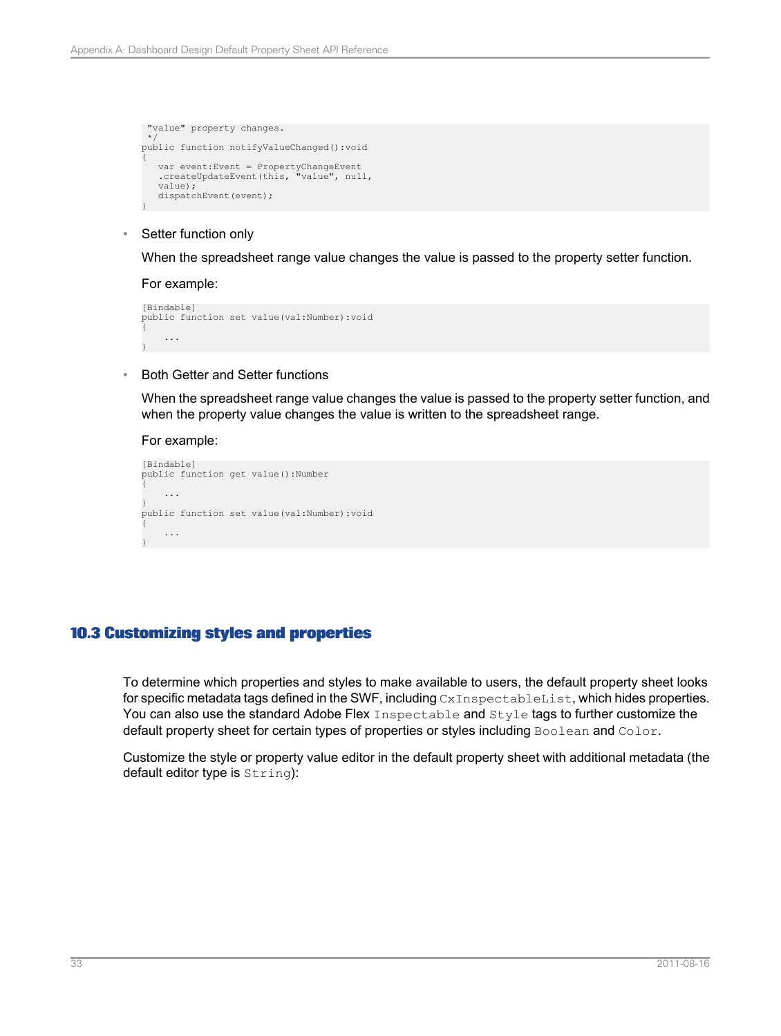```
 "value" property changes.
 */
public function notifyValueChanged():void
{
   var event:Event = PropertyChangeEvent
   .createUpdateEvent(this, "value", null,
   value);
   dispatchEvent(event);
}
```

- Setter function only

  When the spreadsheet range value changes the value is passed to the property setter function.

  For example:

```
[Bindable]
public function set value(val:Number):void
{
    ...
}
```

- Both Getter and Setter functions

  When the spreadsheet range value changes the value is passed to the property setter function, and when the property value changes the value is written to the spreadsheet range.

  For example:

```
[Bindable]
public function get value():Number
{
    ...
}
public function set value(val:Number):void
{
    ...
}
```

## 10.3 Customizing styles and properties

To determine which properties and styles to make available to users, the default property sheet looks for specific metadata tags defined in the SWF, including `CxInspectableList`, which hides properties. You can also use the standard Adobe Flex `Inspectable` and `Style` tags to further customize the default property sheet for certain types of properties or styles including `Boolean` and `Color`.

Customize the style or property value editor in the default property sheet with additional metadata (the default editor type is `String`):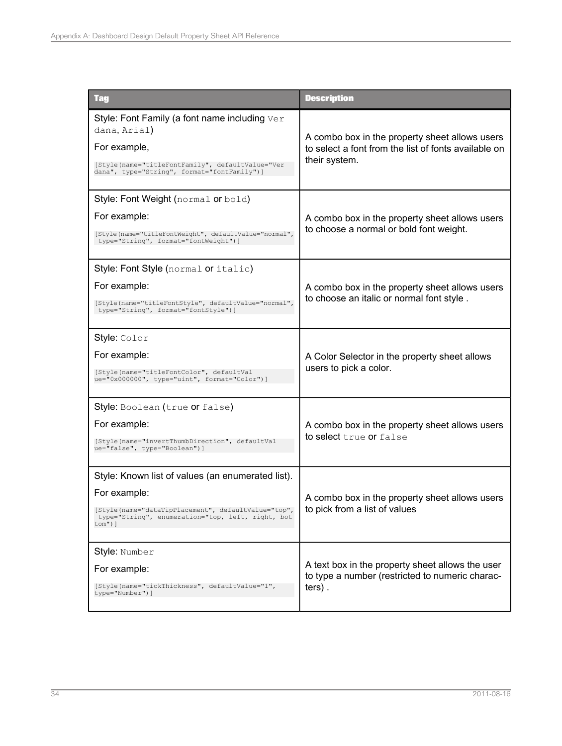| Tag | Description |
| --- | --- |
| Style: Font Family (a font name including `Verdana`, `Arial`)<br><br>For example,<br><br>`[Style(name="titleFontFamily", defaultValue="Verdana", type="String", format="fontFamily")]` | A combo box in the property sheet allows users to select a font from the list of fonts available on their system. |
| Style: Font Weight (`normal` or `bold`)<br><br>For example:<br><br>`[Style(name="titleFontWeight", defaultValue="normal", type="String", format="fontWeight")]` | A combo box in the property sheet allows users to choose a normal or bold font weight. |
| Style: Font Style (`normal` or `italic`)<br><br>For example:<br><br>`[Style(name="titleFontStyle", defaultValue="normal", type="String", format="fontStyle")]` | A combo box in the property sheet allows users to choose an italic or normal font style . |
| Style: `Color`<br><br>For example:<br><br>`[Style(name="titleFontColor", defaultValue="0x000000", type="uint", format="Color")]` | A Color Selector in the property sheet allows users to pick a color. |
| Style: `Boolean` (`true` or `false`)<br><br>For example:<br><br>`[Style(name="invertThumbDirection", defaultValue="false", type="Boolean")]` | A combo box in the property sheet allows users to select `true` or `false` |
| Style: Known list of values (an enumerated list).<br><br>For example:<br><br>`[Style(name="dataTipPlacement", defaultValue="top", type="String", enumeration="top, left, right, bottom")]` | A combo box in the property sheet allows users to pick from a list of values |
| Style: `Number`<br><br>For example:<br><br>`[Style(name="tickThickness", defaultValue="1", type="Number")]` | A text box in the property sheet allows the user to type a number (restricted to numeric characters) . |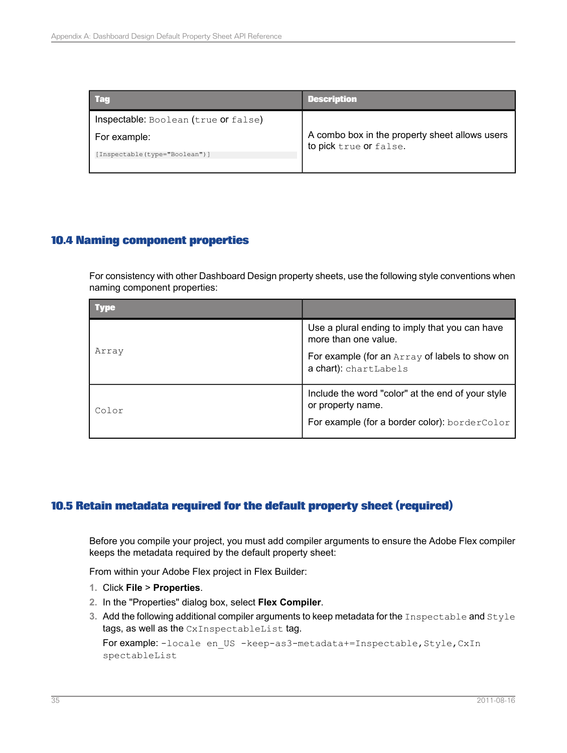| Tag | Description |
| --- | --- |
| Inspectable: `Boolean` (`true` or `false`)<br>For example:<br>`[Inspectable(type="Boolean")]` | A combo box in the property sheet allows users to pick `true` or `false`. |

## 10.4 Naming component properties

For consistency with other Dashboard Design property sheets, use the following style conventions when naming component properties:

| Type | |
| --- | --- |
| `Array` | Use a plural ending to imply that you can have more than one value.<br>For example (for an `Array` of labels to show on a chart): `chartLabels` |
| `Color` | Include the word "color" at the end of your style or property name.<br>For example (for a border color): `borderColor` |

## 10.5 Retain metadata required for the default property sheet (required)

Before you compile your project, you must add compiler arguments to ensure the Adobe Flex compiler keeps the metadata required by the default property sheet:

From within your Adobe Flex project in Flex Builder:

1. Click **File** > **Properties**.
2. In the "Properties" dialog box, select **Flex Compiler**.
3. Add the following additional compiler arguments to keep metadata for the `Inspectable` and `Style` tags, as well as the `CxInspectableList` tag.

   For example: `-locale en_US -keep-as3-metadata+=Inspectable,Style,CxInspectableList`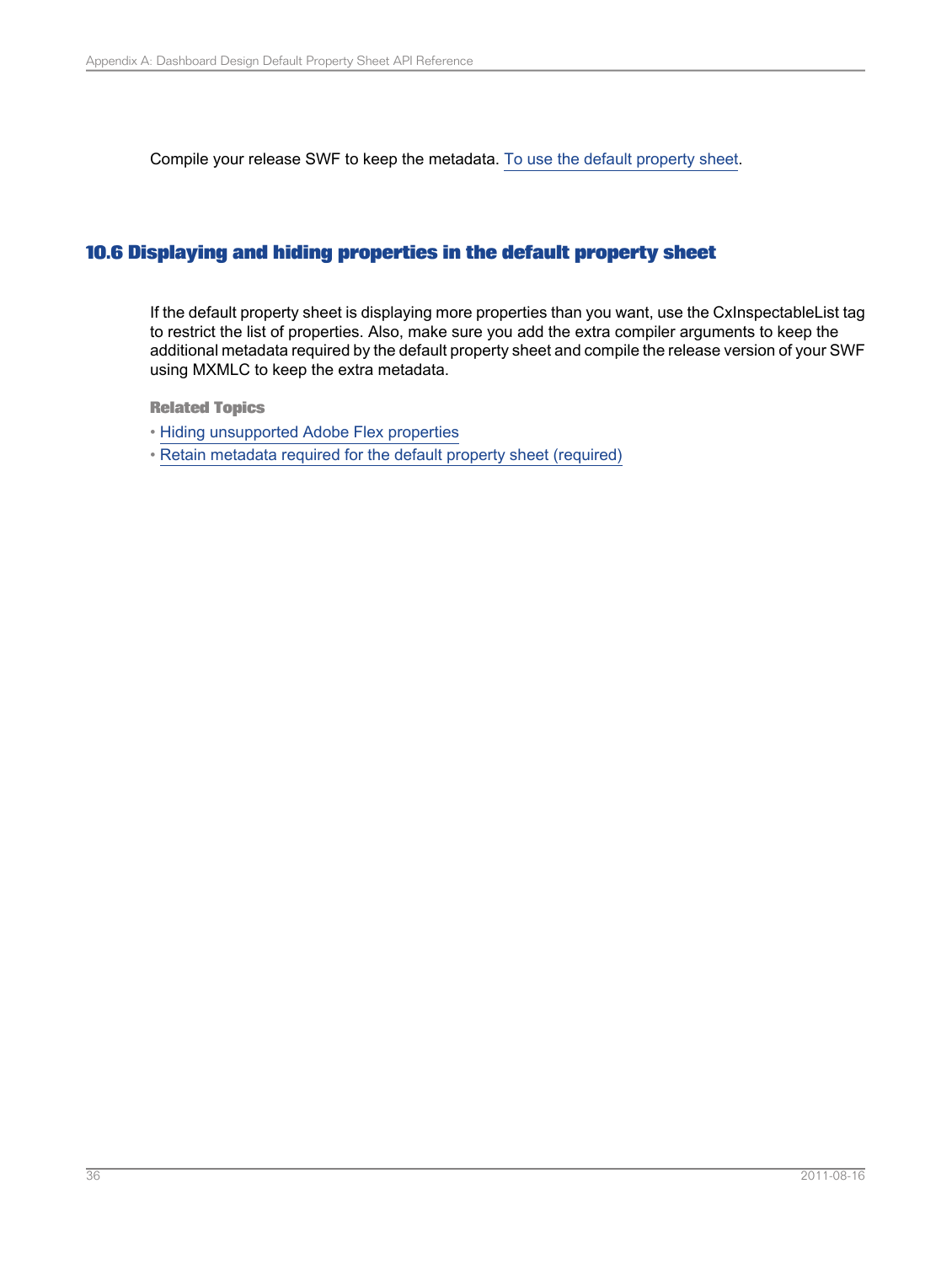Compile your release SWF to keep the metadata. To use the default property sheet.

## 10.6 Displaying and hiding properties in the default property sheet

If the default property sheet is displaying more properties than you want, use the CxInspectableList tag to restrict the list of properties. Also, make sure you add the extra compiler arguments to keep the additional metadata required by the default property sheet and compile the release version of your SWF using MXMLC to keep the extra metadata.

**Related Topics**

- Hiding unsupported Adobe Flex properties
- Retain metadata required for the default property sheet (required)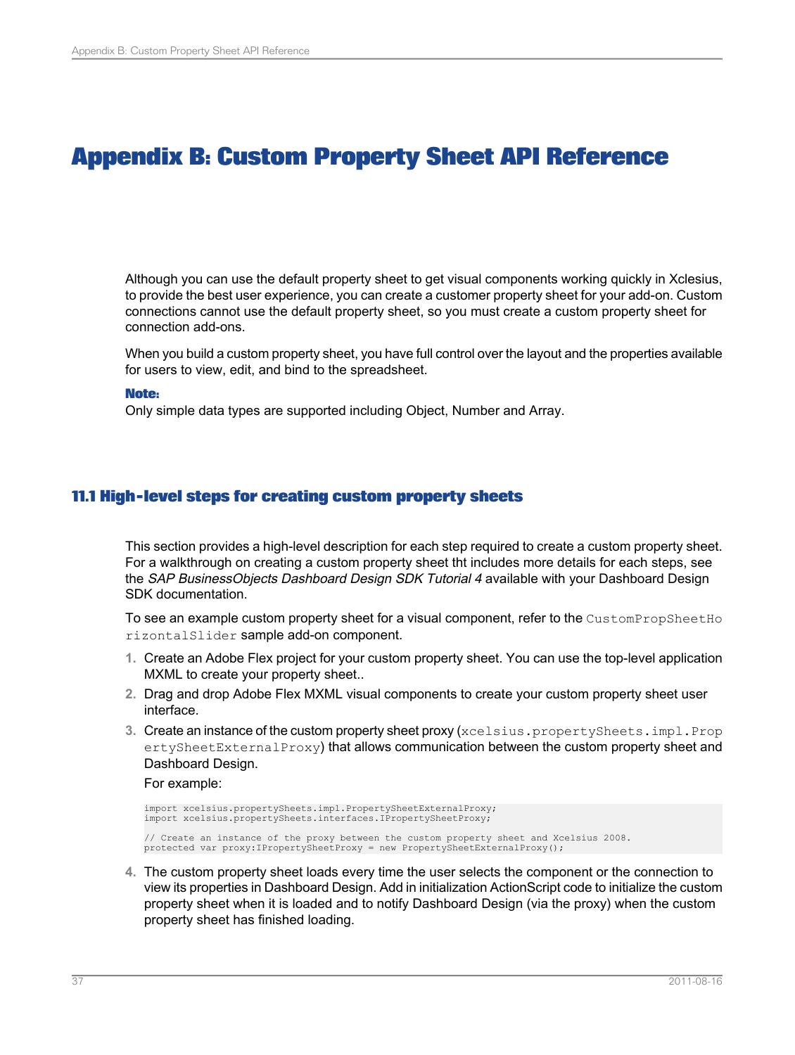# Appendix B: Custom Property Sheet API Reference

Although you can use the default property sheet to get visual components working quickly in Xclesius, to provide the best user experience, you can create a customer property sheet for your add-on. Custom connections cannot use the default property sheet, so you must create a custom property sheet for connection add-ons.

When you build a custom property sheet, you have full control over the layout and the properties available for users to view, edit, and bind to the spreadsheet.

**Note:**
Only simple data types are supported including Object, Number and Array.

## 11.1 High-level steps for creating custom property sheets

This section provides a high-level description for each step required to create a custom property sheet. For a walkthrough on creating a custom property sheet tht includes more details for each steps, see the *SAP BusinessObjects Dashboard Design SDK Tutorial 4* available with your Dashboard Design SDK documentation.

To see an example custom property sheet for a visual component, refer to the `CustomPropSheetHorizontalSlider` sample add-on component.

1. Create an Adobe Flex project for your custom property sheet. You can use the top-level application MXML to create your property sheet..
2. Drag and drop Adobe Flex MXML visual components to create your custom property sheet user interface.
3. Create an instance of the custom property sheet proxy (`xcelsius.propertySheets.impl.PropertySheetExternalProxy`) that allows communication between the custom property sheet and Dashboard Design.

   For example:

   ```
   import xcelsius.propertySheets.impl.PropertySheetExternalProxy;
   import xcelsius.propertySheets.interfaces.IPropertySheetProxy;

   // Create an instance of the proxy between the custom property sheet and Xcelsius 2008.
   protected var proxy:IPropertySheetProxy = new PropertySheetExternalProxy();
   ```

4. The custom property sheet loads every time the user selects the component or the connection to view its properties in Dashboard Design. Add in initialization ActionScript code to initialize the custom property sheet when it is loaded and to notify Dashboard Design (via the proxy) when the custom property sheet has finished loading.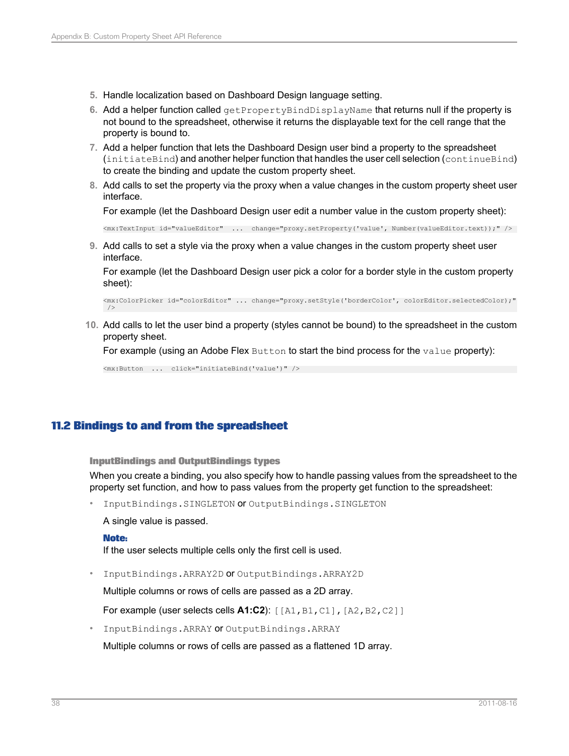5. Handle localization based on Dashboard Design language setting.
6. Add a helper function called `getPropertyBindDisplayName` that returns null if the property is not bound to the spreadsheet, otherwise it returns the displayable text for the cell range that the property is bound to.
7. Add a helper function that lets the Dashboard Design user bind a property to the spreadsheet (`initiateBind`) and another helper function that handles the user cell selection (`continueBind`) to create the binding and update the custom property sheet.
8. Add calls to set the property via the proxy when a value changes in the custom property sheet user interface.

   For example (let the Dashboard Design user edit a number value in the custom property sheet):

   ```
   <mx:TextInput id="valueEditor"  ...  change="proxy.setProperty('value', Number(valueEditor.text));" />
   ```

9. Add calls to set a style via the proxy when a value changes in the custom property sheet user interface.

   For example (let the Dashboard Design user pick a color for a border style in the custom property sheet):

   ```
   <mx:ColorPicker id="colorEditor" ... change="proxy.setStyle('borderColor', colorEditor.selectedColor);"
    />
   ```

10. Add calls to let the user bind a property (styles cannot be bound) to the spreadsheet in the custom property sheet.

    For example (using an Adobe Flex `Button` to start the bind process for the `value` property):

    ```
    <mx:Button  ...  click="initiateBind('value')" />
    ```

## 11.2 Bindings to and from the spreadsheet

### InputBindings and OutputBindings types

When you create a binding, you also specify how to handle passing values from the spreadsheet to the property set function, and how to pass values from the property get function to the spreadsheet:

- `InputBindings.SINGLETON` or `OutputBindings.SINGLETON`

  A single value is passed.

  **Note:**
  If the user selects multiple cells only the first cell is used.

- `InputBindings.ARRAY2D` or `OutputBindings.ARRAY2D`

  Multiple columns or rows of cells are passed as a 2D array.

  For example (user selects cells **A1:C2**): `[[A1,B1,C1],[A2,B2,C2]]`

- `InputBindings.ARRAY` or `OutputBindings.ARRAY`

  Multiple columns or rows of cells are passed as a flattened 1D array.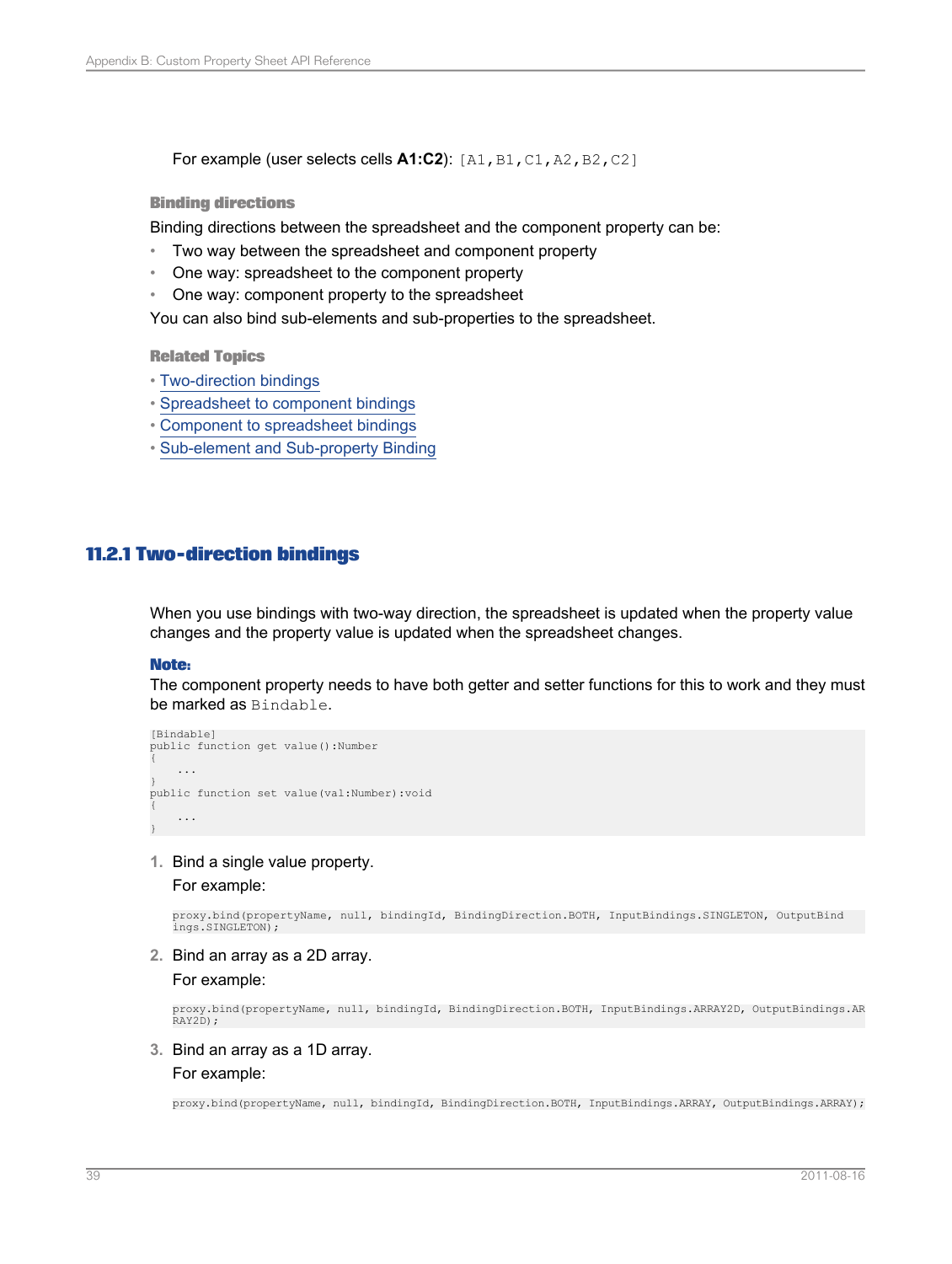For example (user selects cells **A1:C2**): `[A1,B1,C1,A2,B2,C2]`

#### Binding directions

Binding directions between the spreadsheet and the component property can be:

- Two way between the spreadsheet and component property
- One way: spreadsheet to the component property
- One way: component property to the spreadsheet

You can also bind sub-elements and sub-properties to the spreadsheet.

#### Related Topics

- Two-direction bindings
- Spreadsheet to component bindings
- Component to spreadsheet bindings
- Sub-element and Sub-property Binding

## 11.2.1 Two-direction bindings

When you use bindings with two-way direction, the spreadsheet is updated when the property value changes and the property value is updated when the spreadsheet changes.

**Note:**
The component property needs to have both getter and setter functions for this to work and they must be marked as `Bindable`.

```
[Bindable]
public function get value():Number
{
    ...
}
public function set value(val:Number):void
{
    ...
}
```

1. Bind a single value property.

   For example:

   ```
   proxy.bind(propertyName, null, bindingId, BindingDirection.BOTH, InputBindings.SINGLETON, OutputBindings.SINGLETON);
   ```

2. Bind an array as a 2D array.

   For example:

   ```
   proxy.bind(propertyName, null, bindingId, BindingDirection.BOTH, InputBindings.ARRAY2D, OutputBindings.ARRAY2D);
   ```

3. Bind an array as a 1D array.

   For example:

   ```
   proxy.bind(propertyName, null, bindingId, BindingDirection.BOTH, InputBindings.ARRAY, OutputBindings.ARRAY);
   ```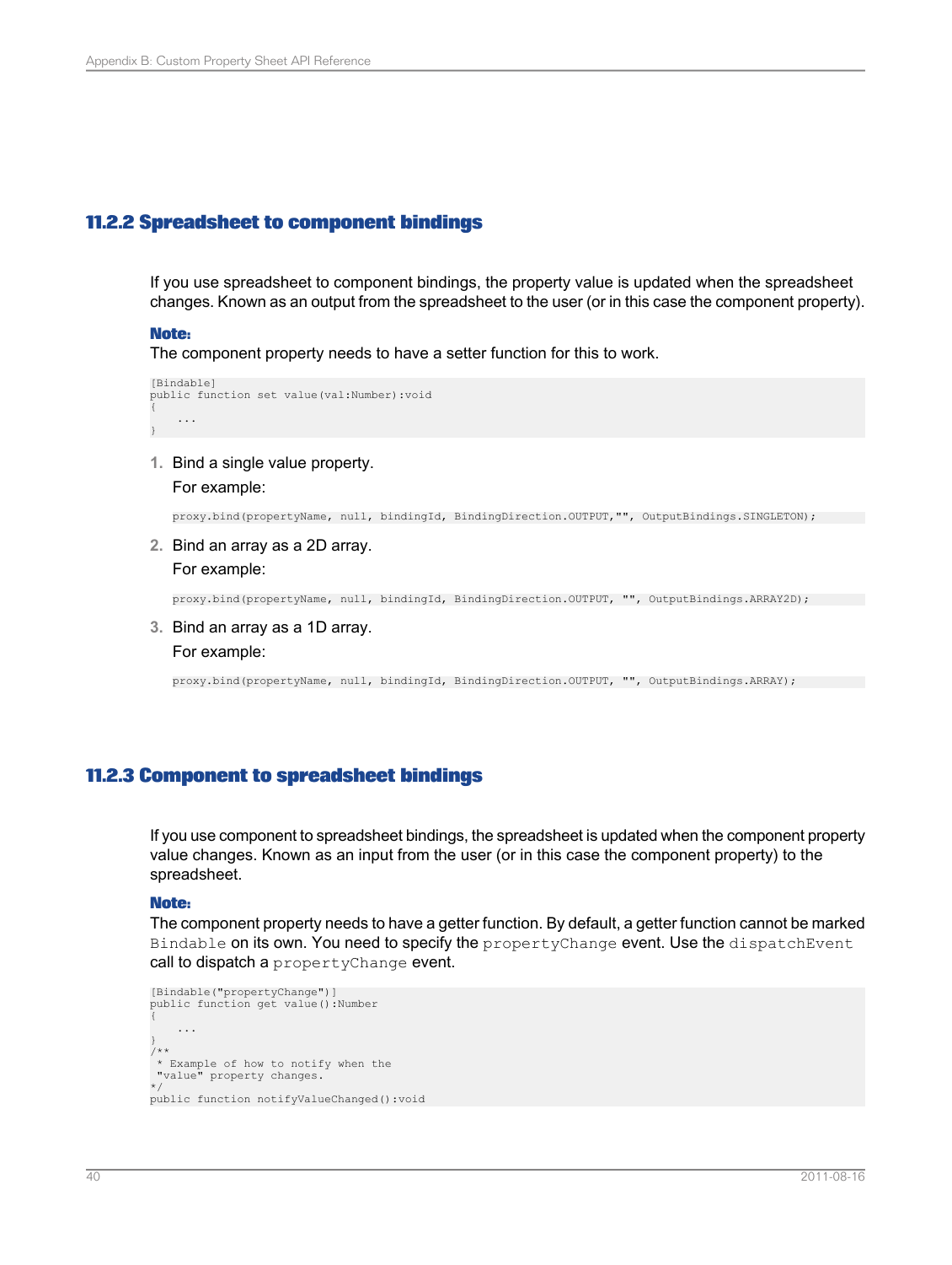### 11.2.2 Spreadsheet to component bindings

If you use spreadsheet to component bindings, the property value is updated when the spreadsheet changes. Known as an output from the spreadsheet to the user (or in this case the component property).

**Note:**
The component property needs to have a setter function for this to work.

```
[Bindable]
public function set value(val:Number):void
{
    ...
}
```

1. Bind a single value property.

   For example:

   ```
   proxy.bind(propertyName, null, bindingId, BindingDirection.OUTPUT,"", OutputBindings.SINGLETON);
   ```

2. Bind an array as a 2D array.

   For example:

   ```
   proxy.bind(propertyName, null, bindingId, BindingDirection.OUTPUT, "", OutputBindings.ARRAY2D);
   ```

3. Bind an array as a 1D array.

   For example:

   ```
   proxy.bind(propertyName, null, bindingId, BindingDirection.OUTPUT, "", OutputBindings.ARRAY);
   ```

### 11.2.3 Component to spreadsheet bindings

If you use component to spreadsheet bindings, the spreadsheet is updated when the component property value changes. Known as an input from the user (or in this case the component property) to the spreadsheet.

**Note:**
The component property needs to have a getter function. By default, a getter function cannot be marked `Bindable` on its own. You need to specify the `propertyChange` event. Use the `dispatchEvent` call to dispatch a `propertyChange` event.

```
[Bindable("propertyChange")]
public function get value():Number
{
    ...
}
/**
 * Example of how to notify when the
 "value" property changes.
*/
public function notifyValueChanged():void
```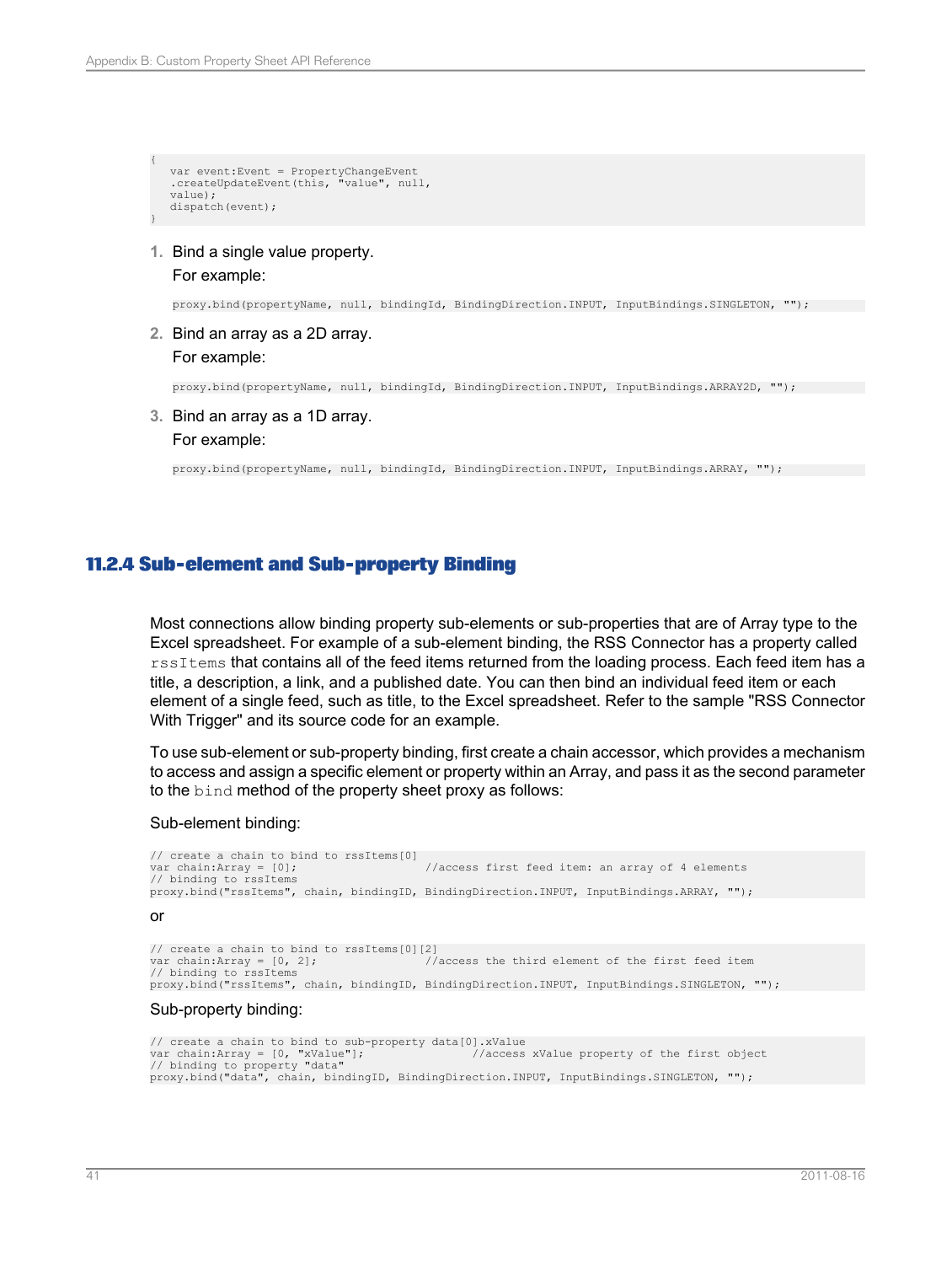```
{
   var event:Event = PropertyChangeEvent
   .createUpdateEvent(this, "value", null,
   value);
   dispatch(event);
}
```

1. Bind a single value property.

   For example:

   ```
   proxy.bind(propertyName, null, bindingId, BindingDirection.INPUT, InputBindings.SINGLETON, "");
   ```

2. Bind an array as a 2D array.

   For example:

   ```
   proxy.bind(propertyName, null, bindingId, BindingDirection.INPUT, InputBindings.ARRAY2D, "");
   ```

3. Bind an array as a 1D array.

   For example:

   ```
   proxy.bind(propertyName, null, bindingId, BindingDirection.INPUT, InputBindings.ARRAY, "");
   ```

### 11.2.4 Sub-element and Sub-property Binding

Most connections allow binding property sub-elements or sub-properties that are of Array type to the Excel spreadsheet. For example of a sub-element binding, the RSS Connector has a property called `rssItems` that contains all of the feed items returned from the loading process. Each feed item has a title, a description, a link, and a published date. You can then bind an individual feed item or each element of a single feed, such as title, to the Excel spreadsheet. Refer to the sample "RSS Connector With Trigger" and its source code for an example.

To use sub-element or sub-property binding, first create a chain accessor, which provides a mechanism to access and assign a specific element or property within an Array, and pass it as the second parameter to the `bind` method of the property sheet proxy as follows:

Sub-element binding:

```
// create a chain to bind to rssItems[0]
var chain:Array = [0];                  //access first feed item: an array of 4 elements
// binding to rssItems
proxy.bind("rssItems", chain, bindingID, BindingDirection.INPUT, InputBindings.ARRAY, "");
```

or

```
// create a chain to bind to rssItems[0][2]
var chain:Array = [0, 2];               //access the third element of the first feed item
// binding to rssItems
proxy.bind("rssItems", chain, bindingID, BindingDirection.INPUT, InputBindings.SINGLETON, "");
```

Sub-property binding:

```
// create a chain to bind to sub-property data[0].xValue
var chain:Array = [0, "xValue"];               //access xValue property of the first object
// binding to property "data"
proxy.bind("data", chain, bindingID, BindingDirection.INPUT, InputBindings.SINGLETON, "");
```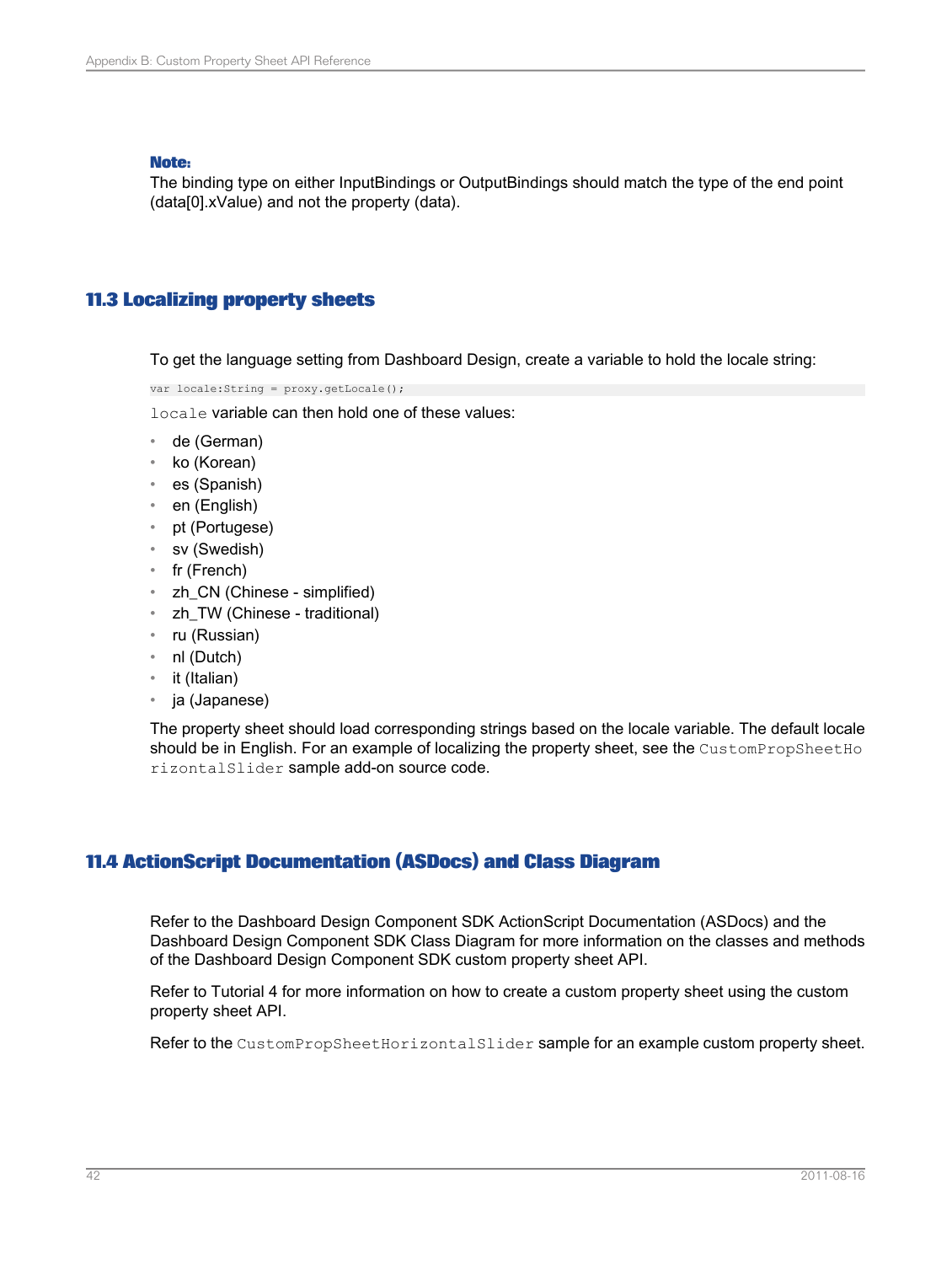**Note:**
The binding type on either InputBindings or OutputBindings should match the type of the end point (data[0].xValue) and not the property (data).

## 11.3 Localizing property sheets

To get the language setting from Dashboard Design, create a variable to hold the locale string:

```
var locale:String = proxy.getLocale();
```

`locale` variable can then hold one of these values:

- de (German)
- ko (Korean)
- es (Spanish)
- en (English)
- pt (Portugese)
- sv (Swedish)
- fr (French)
- zh_CN (Chinese - simplified)
- zh_TW (Chinese - traditional)
- ru (Russian)
- nl (Dutch)
- it (Italian)
- ja (Japanese)

The property sheet should load corresponding strings based on the locale variable. The default locale should be in English. For an example of localizing the property sheet, see the `CustomPropSheetHorizontalSlider` sample add-on source code.

## 11.4 ActionScript Documentation (ASDocs) and Class Diagram

Refer to the Dashboard Design Component SDK ActionScript Documentation (ASDocs) and the Dashboard Design Component SDK Class Diagram for more information on the classes and methods of the Dashboard Design Component SDK custom property sheet API.

Refer to Tutorial 4 for more information on how to create a custom property sheet using the custom property sheet API.

Refer to the `CustomPropSheetHorizontalSlider` sample for an example custom property sheet.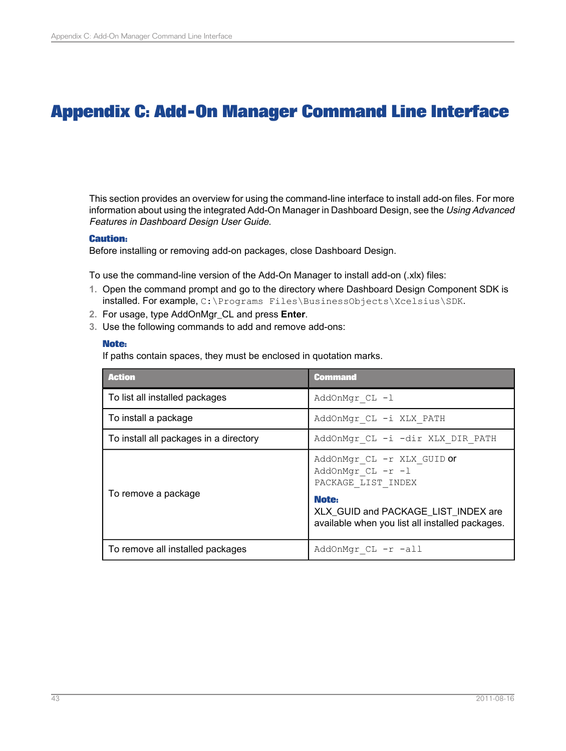# Appendix C: Add-On Manager Command Line Interface

This section provides an overview for using the command-line interface to install add-on files. For more information about using the integrated Add-On Manager in Dashboard Design, see the *Using Advanced Features in Dashboard Design User Guide*.

**Caution:**
Before installing or removing add-on packages, close Dashboard Design.

To use the command-line version of the Add-On Manager to install add-on (.xlx) files:

1. Open the command prompt and go to the directory where Dashboard Design Component SDK is installed. For example, `C:\Programs Files\BusinessObjects\Xcelsius\SDK`.
2. For usage, type AddOnMgr_CL and press **Enter**.
3. Use the following commands to add and remove add-ons:

   **Note:**
   If paths contain spaces, they must be enclosed in quotation marks.

| Action | Command |
| --- | --- |
| To list all installed packages | `AddOnMgr_CL -l` |
| To install a package | `AddOnMgr_CL -i XLX_PATH` |
| To install all packages in a directory | `AddOnMgr_CL -i -dir XLX_DIR_PATH` |
| To remove a package | `AddOnMgr_CL -r XLX_GUID` or `AddOnMgr_CL -r -l PACKAGE_LIST_INDEX` <br> **Note:** <br> XLX_GUID and PACKAGE_LIST_INDEX are available when you list all installed packages. |
| To remove all installed packages | `AddOnMgr_CL -r -all` |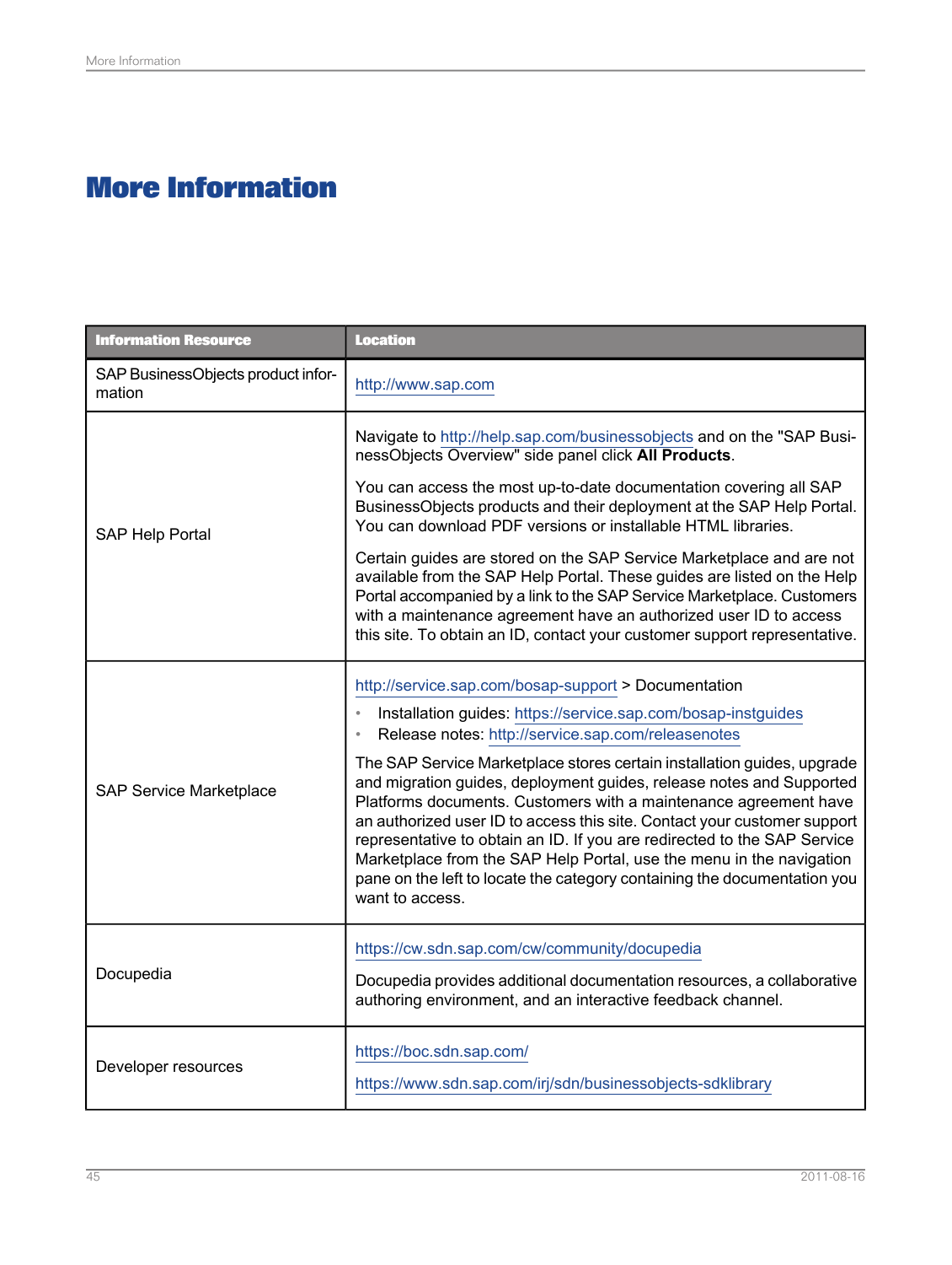# More Information

| Information Resource | Location |
| --- | --- |
| SAP BusinessObjects product information | http://www.sap.com |
| SAP Help Portal | Navigate to http://help.sap.com/businessobjects and on the "SAP BusinessObjects Overview" side panel click **All Products**.<br><br>You can access the most up-to-date documentation covering all SAP BusinessObjects products and their deployment at the SAP Help Portal. You can download PDF versions or installable HTML libraries.<br><br>Certain guides are stored on the SAP Service Marketplace and are not available from the SAP Help Portal. These guides are listed on the Help Portal accompanied by a link to the SAP Service Marketplace. Customers with a maintenance agreement have an authorized user ID to access this site. To obtain an ID, contact your customer support representative. |
| SAP Service Marketplace | http://service.sap.com/bosap-support > Documentation<br><br>• Installation guides: https://service.sap.com/bosap-instguides<br>• Release notes: http://service.sap.com/releasenotes<br><br>The SAP Service Marketplace stores certain installation guides, upgrade and migration guides, deployment guides, release notes and Supported Platforms documents. Customers with a maintenance agreement have an authorized user ID to access this site. Contact your customer support representative to obtain an ID. If you are redirected to the SAP Service Marketplace from the SAP Help Portal, use the menu in the navigation pane on the left to locate the category containing the documentation you want to access. |
| Docupedia | https://cw.sdn.sap.com/cw/community/docupedia<br><br>Docupedia provides additional documentation resources, a collaborative authoring environment, and an interactive feedback channel. |
| Developer resources | https://boc.sdn.sap.com/<br><br>https://www.sdn.sap.com/irj/sdn/businessobjects-sdklibrary |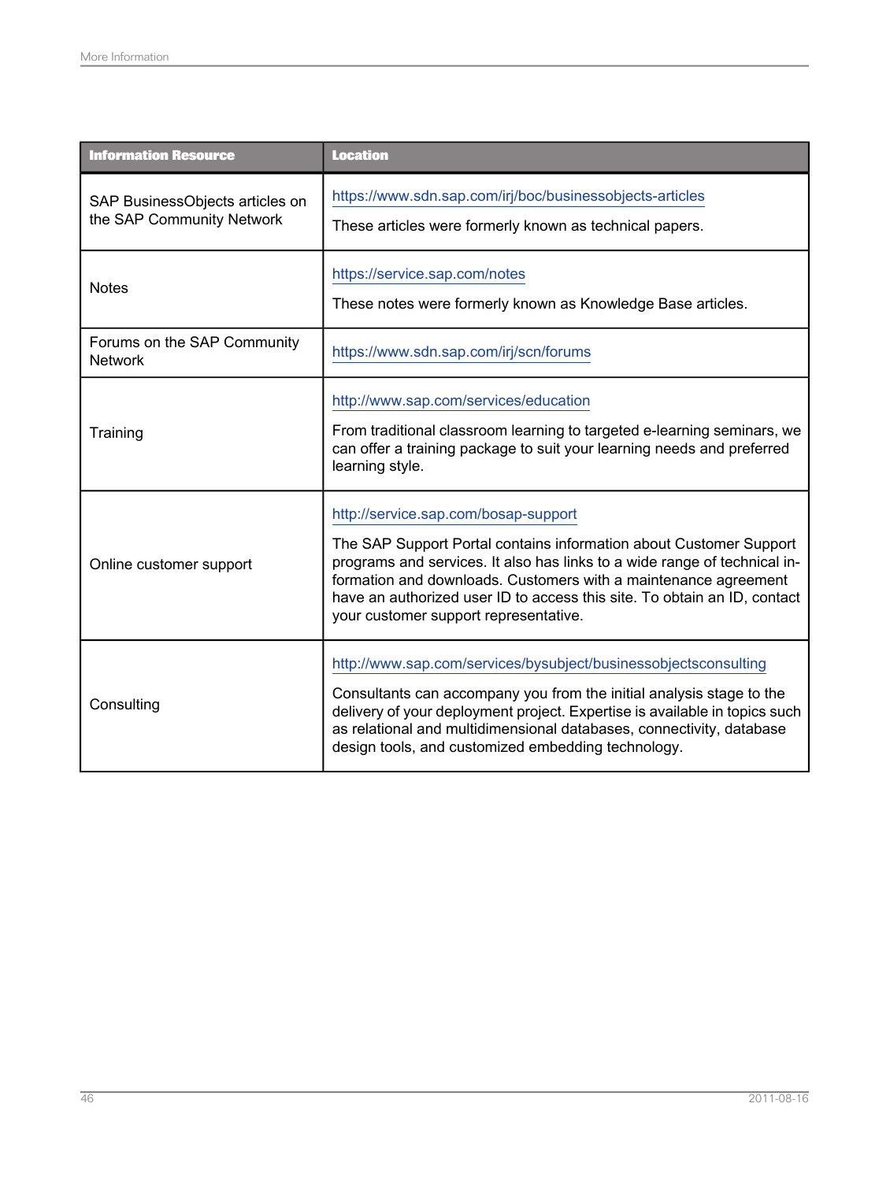| Information Resource | Location |
|---|---|
| SAP BusinessObjects articles on the SAP Community Network | https://www.sdn.sap.com/irj/boc/businessobjects-articles<br><br>These articles were formerly known as technical papers. |
| Notes | https://service.sap.com/notes<br><br>These notes were formerly known as Knowledge Base articles. |
| Forums on the SAP Community Network | https://www.sdn.sap.com/irj/scn/forums |
| Training | http://www.sap.com/services/education<br><br>From traditional classroom learning to targeted e-learning seminars, we can offer a training package to suit your learning needs and preferred learning style. |
| Online customer support | http://service.sap.com/bosap-support<br><br>The SAP Support Portal contains information about Customer Support programs and services. It also has links to a wide range of technical information and downloads. Customers with a maintenance agreement have an authorized user ID to access this site. To obtain an ID, contact your customer support representative. |
| Consulting | http://www.sap.com/services/bysubject/businessobjectsconsulting<br><br>Consultants can accompany you from the initial analysis stage to the delivery of your deployment project. Expertise is available in topics such as relational and multidimensional databases, connectivity, database design tools, and customized embedding technology. |